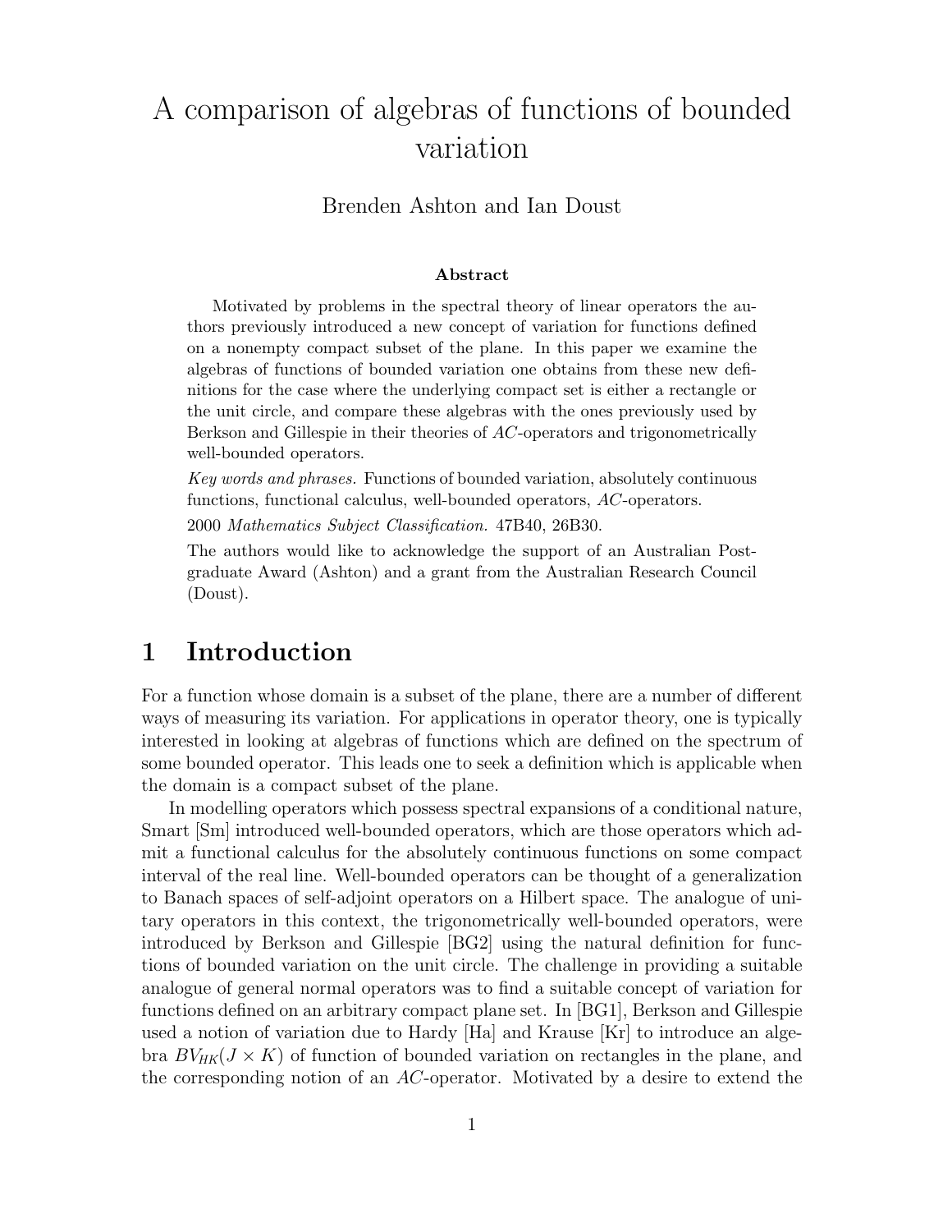# A comparison of algebras of functions of bounded variation

Brenden Ashton and Ian Doust

**Abstract**

Motivated by problems in the spectral theory of linear operators the authors previously introduced a new concept of variation for functions defined on a nonempty compact subset of the plane. In this paper we examine the algebras of functions of bounded variation one obtains from these new definitions for the case where the underlying compact set is either a rectangle or the unit circle, and compare these algebras with the ones previously used by Berkson and Gillespie in their theories of $AC$-operators and trigonometrically well-bounded operators.

*Key words and phrases.* Functions of bounded variation, absolutely continuous functions, functional calculus, well-bounded operators, $AC$-operators.

2000 *Mathematics Subject Classification.* 47B40, 26B30.

The authors would like to acknowledge the support of an Australian Postgraduate Award (Ashton) and a grant from the Australian Research Council (Doust).

## 1 Introduction

For a function whose domain is a subset of the plane, there are a number of different ways of measuring its variation. For applications in operator theory, one is typically interested in looking at algebras of functions which are defined on the spectrum of some bounded operator. This leads one to seek a definition which is applicable when the domain is a compact subset of the plane.

In modelling operators which possess spectral expansions of a conditional nature, Smart [Sm] introduced well-bounded operators, which are those operators which admit a functional calculus for the absolutely continuous functions on some compact interval of the real line. Well-bounded operators can be thought of a generalization to Banach spaces of self-adjoint operators on a Hilbert space. The analogue of unitary operators in this context, the trigonometrically well-bounded operators, were introduced by Berkson and Gillespie [BG2] using the natural definition for functions of bounded variation on the unit circle. The challenge in providing a suitable analogue of general normal operators was to find a suitable concept of variation for functions defined on an arbitrary compact plane set. In [BG1], Berkson and Gillespie used a notion of variation due to Hardy [Ha] and Krause [Kr] to introduce an algebra $BV_{HK}(J \times K)$ of function of bounded variation on rectangles in the plane, and the corresponding notion of an $AC$-operator. Motivated by a desire to extend the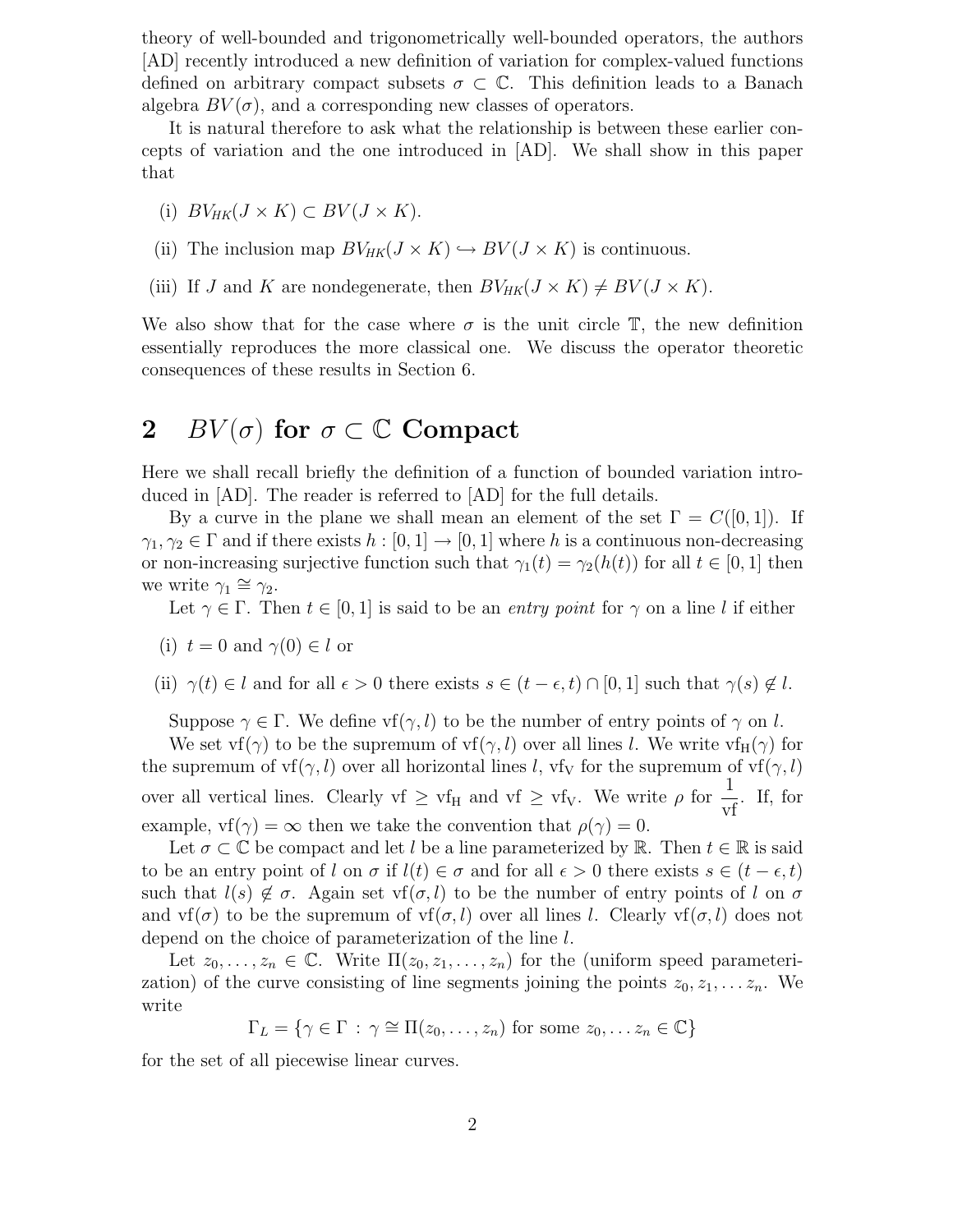theory of well-bounded and trigonometrically well-bounded operators, the authors [AD] recently introduced a new definition of variation for complex-valued functions defined on arbitrary compact subsets $\sigma \subset \mathbb{C}$. This definition leads to a Banach algebra $BV(\sigma)$, and a corresponding new classes of operators.

It is natural therefore to ask what the relationship is between these earlier concepts of variation and the one introduced in [AD]. We shall show in this paper that

(i) $BV_{HK}(J \times K) \subset BV(J \times K)$.

(ii) The inclusion map $BV_{HK}(J \times K) \hookrightarrow BV(J \times K)$ is continuous.

(iii) If $J$ and $K$ are nondegenerate, then $BV_{HK}(J \times K) \neq BV(J \times K)$.

We also show that for the case where $\sigma$ is the unit circle $\mathbb{T}$, the new definition essentially reproduces the more classical one. We discuss the operator theoretic consequences of these results in Section 6.

## 2 $BV(\sigma)$ for $\sigma \subset \mathbb{C}$ Compact

Here we shall recall briefly the definition of a function of bounded variation introduced in [AD]. The reader is referred to [AD] for the full details.

By a curve in the plane we shall mean an element of the set $\Gamma = C([0,1])$. If $\gamma_1, \gamma_2 \in \Gamma$ and if there exists $h : [0,1] \to [0,1]$ where $h$ is a continuous non-decreasing or non-increasing surjective function such that $\gamma_1(t) = \gamma_2(h(t))$ for all $t \in [0,1]$ then we write $\gamma_1 \cong \gamma_2$.

Let $\gamma \in \Gamma$. Then $t \in [0,1]$ is said to be an *entry point* for $\gamma$ on a line $l$ if either

(i) $t = 0$ and $\gamma(0) \in l$ or

(ii) $\gamma(t) \in l$ and for all $\epsilon > 0$ there exists $s \in (t - \epsilon, t) \cap [0,1]$ such that $\gamma(s) \notin l$.

Suppose $\gamma \in \Gamma$. We define $\mathrm{vf}(\gamma, l)$ to be the number of entry points of $\gamma$ on $l$.

We set $\mathrm{vf}(\gamma)$ to be the supremum of $\mathrm{vf}(\gamma, l)$ over all lines $l$. We write $\mathrm{vf_H}(\gamma)$ for the supremum of $\mathrm{vf}(\gamma, l)$ over all horizontal lines $l$, $\mathrm{vf_V}$ for the supremum of $\mathrm{vf}(\gamma, l)$ over all vertical lines. Clearly $\mathrm{vf} \geq \mathrm{vf_H}$ and $\mathrm{vf} \geq \mathrm{vf_V}$. We write $\rho$ for $\dfrac{1}{\mathrm{vf}}$. If, for example, $\mathrm{vf}(\gamma) = \infty$ then we take the convention that $\rho(\gamma) = 0$.

Let $\sigma \subset \mathbb{C}$ be compact and let $l$ be a line parameterized by $\mathbb{R}$. Then $t \in \mathbb{R}$ is said to be an entry point of $l$ on $\sigma$ if $l(t) \in \sigma$ and for all $\epsilon > 0$ there exists $s \in (t - \epsilon, t)$ such that $l(s) \notin \sigma$. Again set $\mathrm{vf}(\sigma, l)$ to be the number of entry points of $l$ on $\sigma$ and $\mathrm{vf}(\sigma)$ to be the supremum of $\mathrm{vf}(\sigma, l)$ over all lines $l$. Clearly $\mathrm{vf}(\sigma, l)$ does not depend on the choice of parameterization of the line $l$.

Let $z_0, \ldots, z_n \in \mathbb{C}$. Write $\Pi(z_0, z_1, \ldots, z_n)$ for the (uniform speed parameterization) of the curve consisting of line segments joining the points $z_0, z_1, \ldots z_n$. We write

$$\Gamma_L = \{\gamma \in \Gamma \,:\, \gamma \cong \Pi(z_0, \ldots, z_n) \text{ for some } z_0, \ldots z_n \in \mathbb{C}\}$$

for the set of all piecewise linear curves.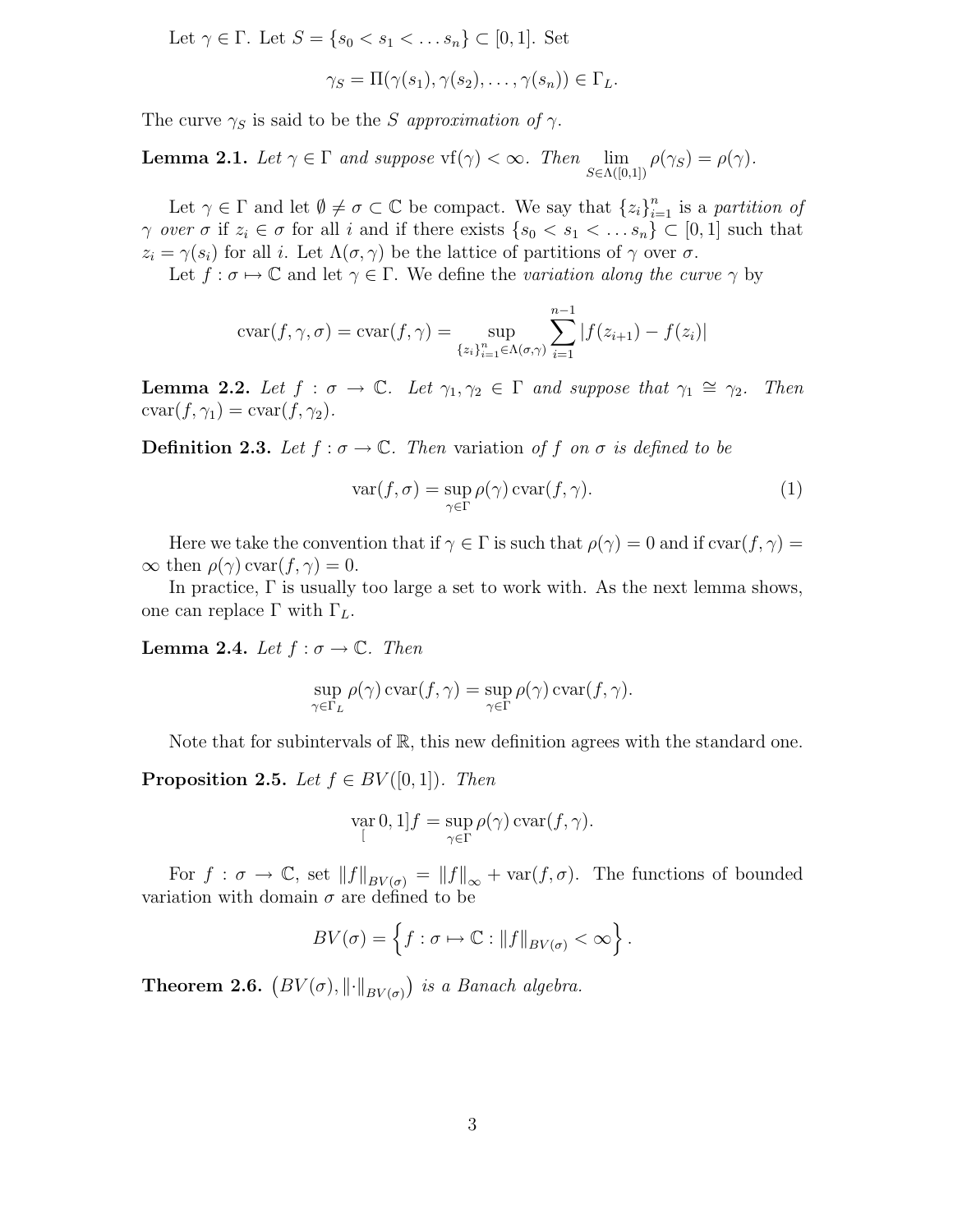Let $\gamma \in \Gamma$. Let $S = \{s_0 < s_1 < \dots s_n\} \subset [0,1]$. Set

$$\gamma_S = \Pi(\gamma(s_1), \gamma(s_2), \dots, \gamma(s_n)) \in \Gamma_L.$$

The curve $\gamma_S$ is said to be the *$S$ approximation of* $\gamma$.

**Lemma 2.1.** *Let $\gamma \in \Gamma$ and suppose* $\mathrm{vf}(\gamma) < \infty$*. Then* $\lim_{S \in \Lambda([0,1])} \rho(\gamma_S) = \rho(\gamma)$.

Let $\gamma \in \Gamma$ and let $\emptyset \neq \sigma \subset \mathbb{C}$ be compact. We say that $\{z_i\}_{i=1}^n$ is a *partition of $\gamma$ over $\sigma$* if $z_i \in \sigma$ for all $i$ and if there exists $\{s_0 < s_1 < \dots s_n\} \subset [0,1]$ such that $z_i = \gamma(s_i)$ for all $i$. Let $\Lambda(\sigma, \gamma)$ be the lattice of partitions of $\gamma$ over $\sigma$.

Let $f : \sigma \mapsto \mathbb{C}$ and let $\gamma \in \Gamma$. We define the *variation along the curve* $\gamma$ by

$$\mathrm{cvar}(f, \gamma, \sigma) = \mathrm{cvar}(f, \gamma) = \sup_{\{z_i\}_{i=1}^n \in \Lambda(\sigma,\gamma)} \sum_{i=1}^{n-1} |f(z_{i+1}) - f(z_i)|$$

**Lemma 2.2.** *Let $f : \sigma \to \mathbb{C}$. Let $\gamma_1, \gamma_2 \in \Gamma$ and suppose that $\gamma_1 \cong \gamma_2$. Then* $\mathrm{cvar}(f, \gamma_1) = \mathrm{cvar}(f, \gamma_2)$.

**Definition 2.3.** *Let $f : \sigma \to \mathbb{C}$. Then* variation *of $f$ on $\sigma$ is defined to be*

$$\mathrm{var}(f, \sigma) = \sup_{\gamma \in \Gamma} \rho(\gamma)\, \mathrm{cvar}(f, \gamma). \tag{1}$$

Here we take the convention that if $\gamma \in \Gamma$ is such that $\rho(\gamma) = 0$ and if $\mathrm{cvar}(f, \gamma) = \infty$ then $\rho(\gamma)\, \mathrm{cvar}(f, \gamma) = 0$.

In practice, $\Gamma$ is usually too large a set to work with. As the next lemma shows, one can replace $\Gamma$ with $\Gamma_L$.

**Lemma 2.4.** *Let $f : \sigma \to \mathbb{C}$. Then*

$$\sup_{\gamma \in \Gamma_L} \rho(\gamma)\, \mathrm{cvar}(f, \gamma) = \sup_{\gamma \in \Gamma} \rho(\gamma)\, \mathrm{cvar}(f, \gamma).$$

Note that for subintervals of $\mathbb{R}$, this new definition agrees with the standard one.

**Proposition 2.5.** *Let $f \in BV([0,1])$. Then*

$$\mathop{\mathrm{var}}_{[} 0,1] f = \sup_{\gamma \in \Gamma} \rho(\gamma)\, \mathrm{cvar}(f, \gamma).$$

For $f : \sigma \to \mathbb{C}$, set $\|f\|_{BV(\sigma)} = \|f\|_\infty + \mathrm{var}(f, \sigma)$. The functions of bounded variation with domain $\sigma$ are defined to be

$$BV(\sigma) = \left\{ f : \sigma \mapsto \mathbb{C} : \|f\|_{BV(\sigma)} < \infty \right\}.$$

**Theorem 2.6.** $\left(BV(\sigma), \|\cdot\|_{BV(\sigma)}\right)$ *is a Banach algebra.*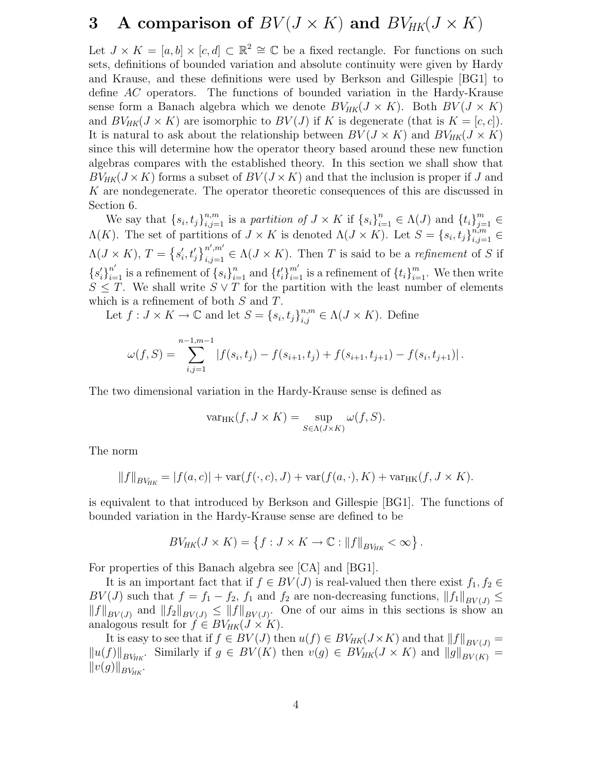# 3 A comparison of $BV(J \times K)$ and $BV_{HK}(J \times K)$

Let $J \times K = [a,b] \times [c,d] \subset \mathbb{R}^2 \cong \mathbb{C}$ be a fixed rectangle. For functions on such sets, definitions of bounded variation and absolute continuity were given by Hardy and Krause, and these definitions were used by Berkson and Gillespie [BG1] to define $AC$ operators. The functions of bounded variation in the Hardy-Krause sense form a Banach algebra which we denote $BV_{HK}(J \times K)$. Both $BV(J \times K)$ and $BV_{HK}(J \times K)$ are isomorphic to $BV(J)$ if $K$ is degenerate (that is $K = [c,c]$). It is natural to ask about the relationship between $BV(J \times K)$ and $BV_{HK}(J \times K)$ since this will determine how the operator theory based around these new function algebras compares with the established theory. In this section we shall show that $BV_{HK}(J \times K)$ forms a subset of $BV(J \times K)$ and that the inclusion is proper if $J$ and $K$ are nondegenerate. The operator theoretic consequences of this are discussed in Section 6.

We say that $\{s_i, t_j\}_{i,j=1}^{n,m}$ is a *partition of* $J \times K$ if $\{s_i\}_{i=1}^{n} \in \Lambda(J)$ and $\{t_i\}_{j=1}^{m} \in \Lambda(K)$. The set of partitions of $J \times K$ is denoted $\Lambda(J \times K)$. Let $S = \{s_i, t_j\}_{i,j=1}^{n,m} \in \Lambda(J \times K)$, $T = \left\{s_i', t_j'\right\}_{i,j=1}^{n',m'} \in \Lambda(J \times K)$. Then $T$ is said to be a *refinement* of $S$ if $\{s_i'\}_{i=1}^{n'}$ is a refinement of $\{s_i\}_{i=1}^{n}$ and $\{t_i'\}_{i=1}^{m'}$ is a refinement of $\{t_i\}_{i=1}^{m}$. We then write $S \leq T$. We shall write $S \vee T$ for the partition with the least number of elements which is a refinement of both $S$ and $T$.

Let $f : J \times K \to \mathbb{C}$ and let $S = \{s_i, t_j\}_{i,j}^{n,m} \in \Lambda(J \times K)$. Define

$$\omega(f,S) = \sum_{i,j=1}^{n-1,m-1} |f(s_i,t_j) - f(s_{i+1},t_j) + f(s_{i+1},t_{j+1}) - f(s_i,t_{j+1})| \,.$$

The two dimensional variation in the Hardy-Krause sense is defined as

$$\mathrm{var}_{\mathrm{HK}}(f, J \times K) = \sup_{S \in \Lambda(J \times K)} \omega(f,S).$$

The norm

$$\|f\|_{BV_{HK}} = |f(a,c)| + \mathrm{var}(f(\cdot,c),J) + \mathrm{var}(f(a,\cdot),K) + \mathrm{var}_{\mathrm{HK}}(f, J \times K).$$

is equivalent to that introduced by Berkson and Gillespie [BG1]. The functions of bounded variation in the Hardy-Krause sense are defined to be

$$BV_{HK}(J \times K) = \left\{ f : J \times K \to \mathbb{C} : \|f\|_{BV_{HK}} < \infty \right\}.$$

For properties of this Banach algebra see [CA] and [BG1].

It is an important fact that if $f \in BV(J)$ is real-valued then there exist $f_1, f_2 \in BV(J)$ such that $f = f_1 - f_2$, $f_1$ and $f_2$ are non-decreasing functions, $\|f_1\|_{BV(J)} \leq \|f\|_{BV(J)}$ and $\|f_2\|_{BV(J)} \leq \|f\|_{BV(J)}$. One of our aims in this sections is show an analogous result for $f \in BV_{HK}(J \times K)$.

It is easy to see that if $f \in BV(J)$ then $u(f) \in BV_{HK}(J \times K)$ and that $\|f\|_{BV(J)} = \|u(f)\|_{BV_{HK}}$. Similarly if $g \in BV(K)$ then $v(g) \in BV_{HK}(J \times K)$ and $\|g\|_{BV(K)} = \|v(g)\|_{BV_{HK}}$.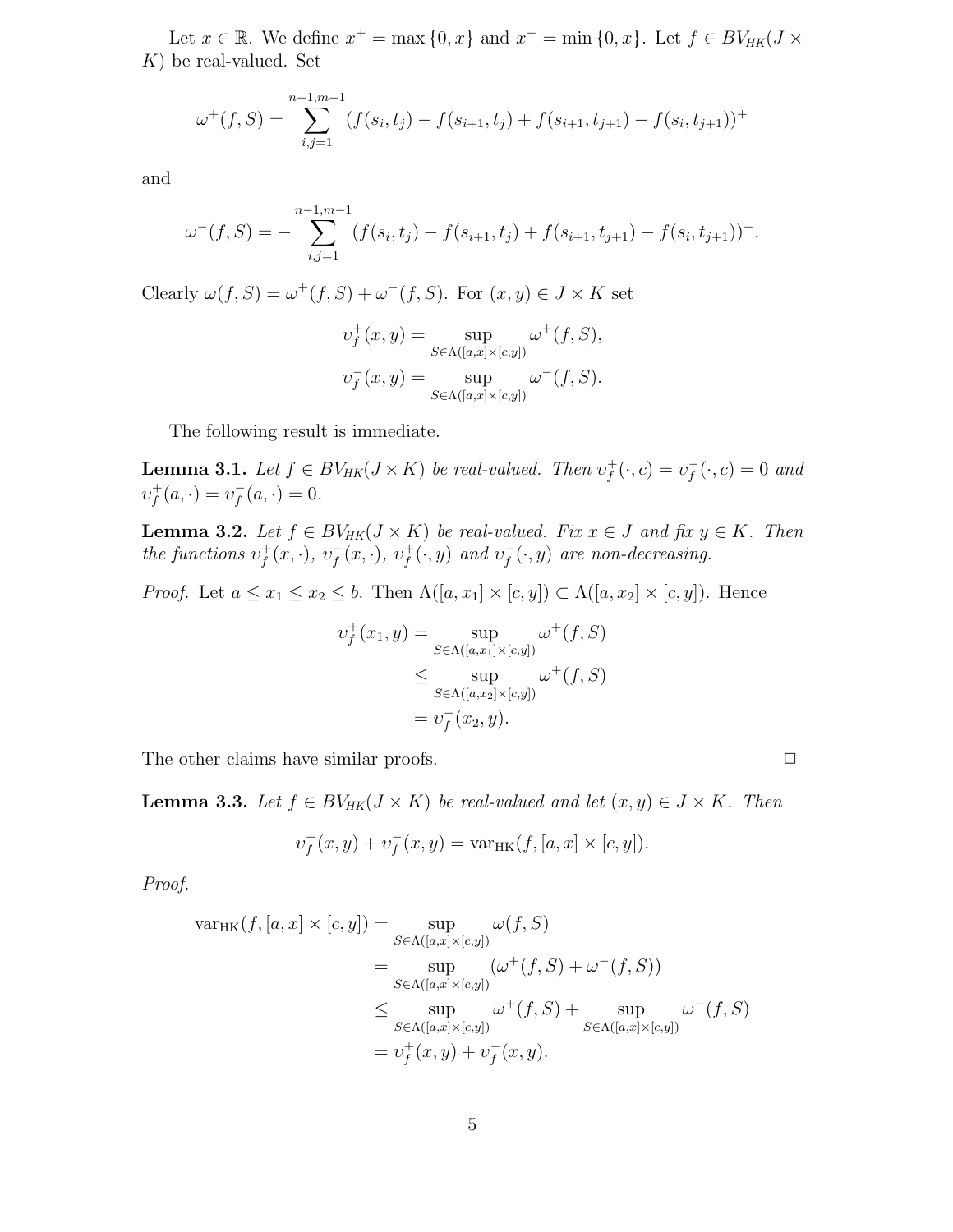Let $x \in \mathbb{R}$. We define $x^+ = \max\{0, x\}$ and $x^- = \min\{0, x\}$. Let $f \in BV_{HK}(J \times K)$ be real-valued. Set

$$\omega^+(f, S) = \sum_{i,j=1}^{n-1,m-1} (f(s_i, t_j) - f(s_{i+1}, t_j) + f(s_{i+1}, t_{j+1}) - f(s_i, t_{j+1}))^+$$

and

$$\omega^-(f, S) = -\sum_{i,j=1}^{n-1,m-1} (f(s_i, t_j) - f(s_{i+1}, t_j) + f(s_{i+1}, t_{j+1}) - f(s_i, t_{j+1}))^-.$$

Clearly $\omega(f, S) = \omega^+(f, S) + \omega^-(f, S)$. For $(x, y) \in J \times K$ set

$$\upsilon_f^+(x, y) = \sup_{S \in \Lambda([a,x]\times[c,y])} \omega^+(f, S),$$
$$\upsilon_f^-(x, y) = \sup_{S \in \Lambda([a,x]\times[c,y])} \omega^-(f, S).$$

The following result is immediate.

**Lemma 3.1.** *Let $f \in BV_{HK}(J \times K)$ be real-valued. Then $\upsilon_f^+(\cdot, c) = \upsilon_f^-(\cdot, c) = 0$ and $\upsilon_f^+(a, \cdot) = \upsilon_f^-(a, \cdot) = 0$.*

**Lemma 3.2.** *Let $f \in BV_{HK}(J \times K)$ be real-valued. Fix $x \in J$ and fix $y \in K$. Then the functions $\upsilon_f^+(x, \cdot)$, $\upsilon_f^-(x, \cdot)$, $\upsilon_f^+(\cdot, y)$ and $\upsilon_f^-(\cdot, y)$ are non-decreasing.*

*Proof.* Let $a \leq x_1 \leq x_2 \leq b$. Then $\Lambda([a, x_1] \times [c, y]) \subset \Lambda([a, x_2] \times [c, y])$. Hence

$$\begin{aligned}
\upsilon_f^+(x_1, y) &= \sup_{S \in \Lambda([a,x_1]\times[c,y])} \omega^+(f, S) \\
&\leq \sup_{S \in \Lambda([a,x_2]\times[c,y])} \omega^+(f, S) \\
&= \upsilon_f^+(x_2, y).
\end{aligned}$$

The other claims have similar proofs. □

**Lemma 3.3.** *Let $f \in BV_{HK}(J \times K)$ be real-valued and let $(x, y) \in J \times K$. Then*

$$\upsilon_f^+(x, y) + \upsilon_f^-(x, y) = \text{var}_{\text{HK}}(f, [a, x] \times [c, y]).$$

*Proof.*

$$\begin{aligned}
\text{var}_{\text{HK}}(f, [a, x] \times [c, y]) &= \sup_{S \in \Lambda([a,x]\times[c,y])} \omega(f, S) \\
&= \sup_{S \in \Lambda([a,x]\times[c,y])} (\omega^+(f, S) + \omega^-(f, S)) \\
&\leq \sup_{S \in \Lambda([a,x]\times[c,y])} \omega^+(f, S) + \sup_{S \in \Lambda([a,x]\times[c,y])} \omega^-(f, S) \\
&= \upsilon_f^+(x, y) + \upsilon_f^-(x, y).
\end{aligned}$$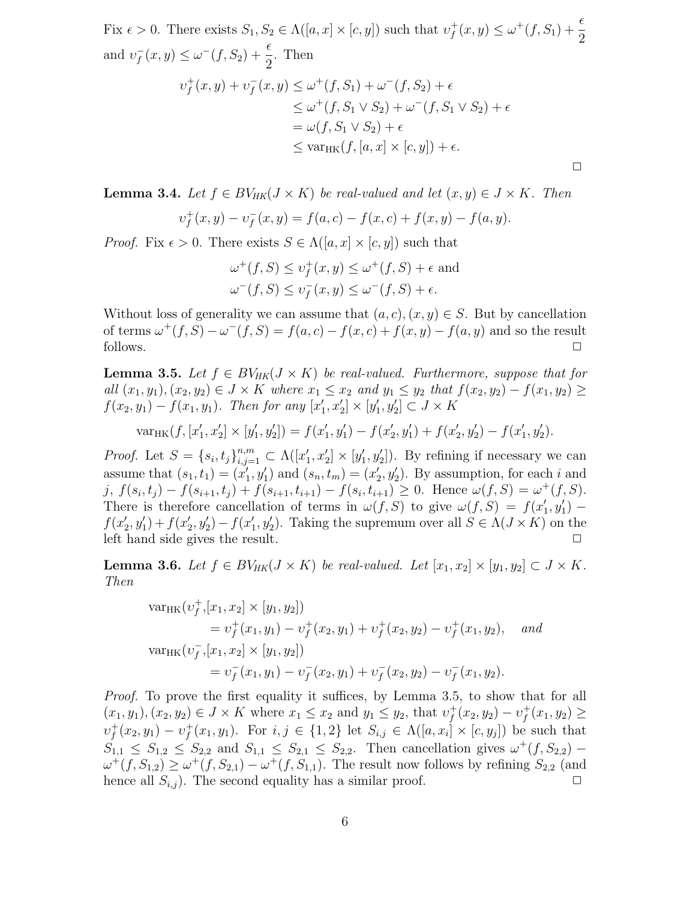Fix $\epsilon > 0$. There exists $S_1, S_2 \in \Lambda([a,x] \times [c,y])$ such that $\upsilon_f^+(x,y) \le \omega^+(f, S_1) + \dfrac{\epsilon}{2}$ and $\upsilon_f^-(x,y) \le \omega^-(f, S_2) + \dfrac{\epsilon}{2}$. Then

$$
\begin{aligned}
\upsilon_f^+(x,y) + \upsilon_f^-(x,y) &\le \omega^+(f, S_1) + \omega^-(f, S_2) + \epsilon \\
&\le \omega^+(f, S_1 \vee S_2) + \omega^-(f, S_1 \vee S_2) + \epsilon \\
&= \omega(f, S_1 \vee S_2) + \epsilon \\
&\le \mathrm{var}_{\mathrm{HK}}(f, [a,x] \times [c,y]) + \epsilon.
\end{aligned}
$$

□

**Lemma 3.4.** *Let $f \in BV_{HK}(J \times K)$ be real-valued and let $(x,y) \in J \times K$. Then*

$$
\upsilon_f^+(x,y) - \upsilon_f^-(x,y) = f(a,c) - f(x,c) + f(x,y) - f(a,y).
$$

*Proof.* Fix $\epsilon > 0$. There exists $S \in \Lambda([a,x] \times [c,y])$ such that

$$
\begin{aligned}
\omega^+(f,S) \le \upsilon_f^+(x,y) \le \omega^+(f,S) + \epsilon \text{ and} \\
\omega^-(f,S) \le \upsilon_f^-(x,y) \le \omega^-(f,S) + \epsilon.
\end{aligned}
$$

Without loss of generality we can assume that $(a,c), (x,y) \in S$. But by cancellation of terms $\omega^+(f,S) - \omega^-(f,S) = f(a,c) - f(x,c) + f(x,y) - f(a,y)$ and so the result follows. □

**Lemma 3.5.** *Let $f \in BV_{HK}(J \times K)$ be real-valued. Furthermore, suppose that for all $(x_1,y_1), (x_2,y_2) \in J \times K$ where $x_1 \le x_2$ and $y_1 \le y_2$ that $f(x_2,y_2) - f(x_1,y_2) \ge f(x_2,y_1) - f(x_1,y_1)$. Then for any $[x_1', x_2'] \times [y_1', y_2'] \subset J \times K$*

$$
\mathrm{var}_{\mathrm{HK}}(f, [x_1', x_2'] \times [y_1', y_2']) = f(x_1', y_1') - f(x_2', y_1') + f(x_2', y_2') - f(x_1', y_2').
$$

*Proof.* Let $S = \{s_i, t_j\}_{i,j=1}^{n,m} \subset \Lambda([x_1', x_2'] \times [y_1', y_2'])$. By refining if necessary we can assume that $(s_1, t_1) = (x_1', y_1')$ and $(s_n, t_m) = (x_2', y_2')$. By assumption, for each $i$ and $j$, $f(s_i, t_j) - f(s_{i+1}, t_j) + f(s_{i+1}, t_{i+1}) - f(s_i, t_{i+1}) \ge 0$. Hence $\omega(f,S) = \omega^+(f,S)$. There is therefore cancellation of terms in $\omega(f,S)$ to give $\omega(f,S) = f(x_1', y_1') - f(x_2', y_1') + f(x_2', y_2') - f(x_1', y_2')$. Taking the supremum over all $S \in \Lambda(J \times K)$ on the left hand side gives the result. □

**Lemma 3.6.** *Let $f \in BV_{HK}(J \times K)$ be real-valued. Let $[x_1, x_2] \times [y_1, y_2] \subset J \times K$. Then*

$$
\begin{aligned}
&\mathrm{var}_{\mathrm{HK}}(\upsilon_f^+, [x_1, x_2] \times [y_1, y_2]) \\
&\qquad = \upsilon_f^+(x_1, y_1) - \upsilon_f^+(x_2, y_1) + \upsilon_f^+(x_2, y_2) - \upsilon_f^+(x_1, y_2), \quad \textit{and} \\
&\mathrm{var}_{\mathrm{HK}}(\upsilon_f^-, [x_1, x_2] \times [y_1, y_2]) \\
&\qquad = \upsilon_f^-(x_1, y_1) - \upsilon_f^-(x_2, y_1) + \upsilon_f^-(x_2, y_2) - \upsilon_f^-(x_1, y_2).
\end{aligned}
$$

*Proof.* To prove the first equality it suffices, by Lemma 3.5, to show that for all $(x_1,y_1), (x_2,y_2) \in J \times K$ where $x_1 \le x_2$ and $y_1 \le y_2$, that $\upsilon_f^+(x_2,y_2) - \upsilon_f^+(x_1,y_2) \ge \upsilon_f^+(x_2,y_1) - \upsilon_f^+(x_1,y_1)$. For $i, j \in \{1,2\}$ let $S_{i,j} \in \Lambda([a,x_i] \times [c,y_j])$ be such that $S_{1,1} \le S_{1,2} \le S_{2,2}$ and $S_{1,1} \le S_{2,1} \le S_{2,2}$. Then cancellation gives $\omega^+(f, S_{2,2}) - \omega^+(f, S_{1,2}) \ge \omega^+(f, S_{2,1}) - \omega^+(f, S_{1,1})$. The result now follows by refining $S_{2,2}$ (and hence all $S_{i,j}$). The second equality has a similar proof. □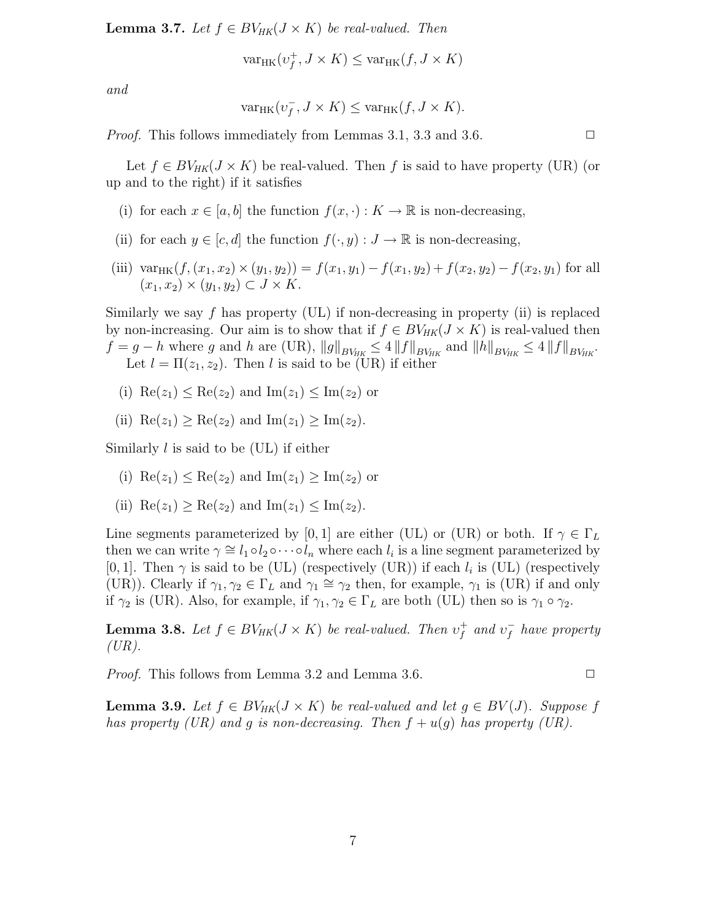**Lemma 3.7.** *Let $f \in BV_{HK}(J \times K)$ be real-valued. Then*

$$\operatorname{var}_{\mathrm{HK}}(\upsilon_f^+, J \times K) \leq \operatorname{var}_{\mathrm{HK}}(f, J \times K)$$

*and*

$$\operatorname{var}_{\mathrm{HK}}(\upsilon_f^-, J \times K) \leq \operatorname{var}_{\mathrm{HK}}(f, J \times K).$$

*Proof.* This follows immediately from Lemmas 3.1, 3.3 and 3.6. □

Let $f \in BV_{HK}(J \times K)$ be real-valued. Then $f$ is said to have property (UR) (or up and to the right) if it satisfies

(i) for each $x \in [a, b]$ the function $f(x, \cdot) : K \to \mathbb{R}$ is non-decreasing,

(ii) for each $y \in [c, d]$ the function $f(\cdot, y) : J \to \mathbb{R}$ is non-decreasing,

(iii) $\operatorname{var}_{\mathrm{HK}}(f, (x_1, x_2) \times (y_1, y_2)) = f(x_1, y_1) - f(x_1, y_2) + f(x_2, y_2) - f(x_2, y_1)$ for all $(x_1, x_2) \times (y_1, y_2) \subset J \times K$.

Similarly we say $f$ has property (UL) if non-decreasing in property (ii) is replaced by non-increasing. Our aim is to show that if $f \in BV_{HK}(J \times K)$ is real-valued then $f = g - h$ where $g$ and $h$ are (UR), $\|g\|_{BV_{HK}} \leq 4\|f\|_{BV_{HK}}$ and $\|h\|_{BV_{HK}} \leq 4\|f\|_{BV_{HK}}$.

Let $l = \Pi(z_1, z_2)$. Then $l$ is said to be (UR) if either

(i) $\mathrm{Re}(z_1) \leq \mathrm{Re}(z_2)$ and $\mathrm{Im}(z_1) \leq \mathrm{Im}(z_2)$ or

(ii) $\mathrm{Re}(z_1) \geq \mathrm{Re}(z_2)$ and $\mathrm{Im}(z_1) \geq \mathrm{Im}(z_2)$.

Similarly $l$ is said to be (UL) if either

(i) $\mathrm{Re}(z_1) \leq \mathrm{Re}(z_2)$ and $\mathrm{Im}(z_1) \geq \mathrm{Im}(z_2)$ or

(ii) $\mathrm{Re}(z_1) \geq \mathrm{Re}(z_2)$ and $\mathrm{Im}(z_1) \leq \mathrm{Im}(z_2)$.

Line segments parameterized by $[0, 1]$ are either (UL) or (UR) or both. If $\gamma \in \Gamma_L$ then we can write $\gamma \cong l_1 \circ l_2 \circ \cdots \circ l_n$ where each $l_i$ is a line segment parameterized by $[0, 1]$. Then $\gamma$ is said to be (UL) (respectively (UR)) if each $l_i$ is (UL) (respectively (UR)). Clearly if $\gamma_1, \gamma_2 \in \Gamma_L$ and $\gamma_1 \cong \gamma_2$ then, for example, $\gamma_1$ is (UR) if and only if $\gamma_2$ is (UR). Also, for example, if $\gamma_1, \gamma_2 \in \Gamma_L$ are both (UL) then so is $\gamma_1 \circ \gamma_2$.

**Lemma 3.8.** *Let $f \in BV_{HK}(J \times K)$ be real-valued. Then $\upsilon_f^+$ and $\upsilon_f^-$ have property (UR).*

*Proof.* This follows from Lemma 3.2 and Lemma 3.6. □

**Lemma 3.9.** *Let $f \in BV_{HK}(J \times K)$ be real-valued and let $g \in BV(J)$. Suppose $f$ has property (UR) and $g$ is non-decreasing. Then $f + u(g)$ has property (UR).*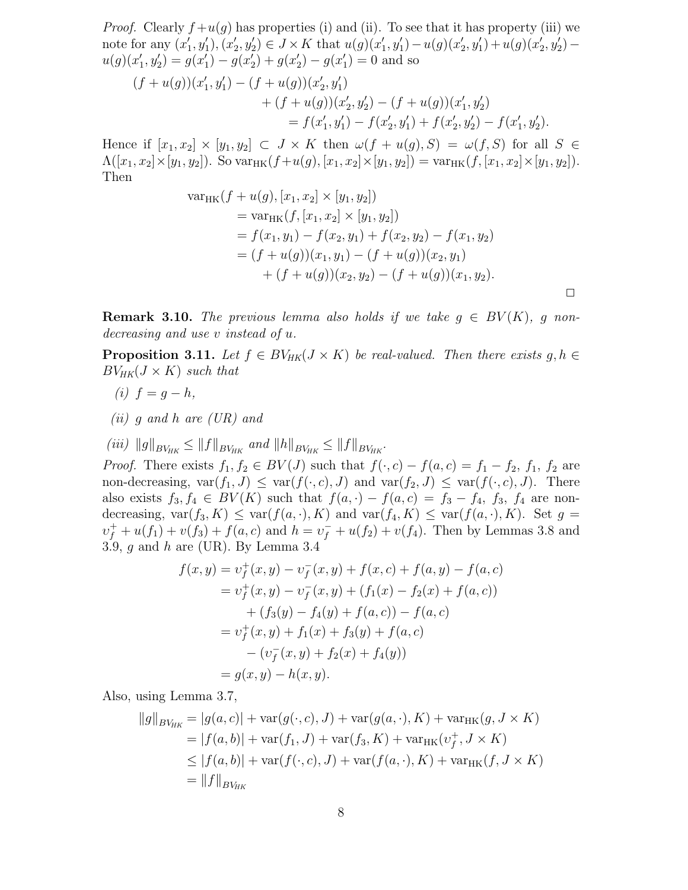*Proof.* Clearly $f+u(g)$ has properties (i) and (ii). To see that it has property (iii) we note for any $(x_1', y_1'), (x_2', y_2') \in J \times K$ that $u(g)(x_1', y_1') - u(g)(x_2', y_1') + u(g)(x_2', y_2') - u(g)(x_1', y_2') = g(x_1') - g(x_2') + g(x_2') - g(x_1') = 0$ and so

$$
\begin{aligned}
(f+u(g))(x_1', y_1') - (f+u(g))(x_2', y_1') \\
+ (f+u(g))(x_2', y_2') - (f+u(g))(x_1', y_2') \\
= f(x_1', y_1') - f(x_2', y_1') + f(x_2', y_2') - f(x_1', y_2').
\end{aligned}
$$

Hence if $[x_1, x_2] \times [y_1, y_2] \subset J \times K$ then $\omega(f+u(g), S) = \omega(f, S)$ for all $S \in \Lambda([x_1, x_2] \times [y_1, y_2])$. So $\mathrm{var}_{\mathrm{HK}}(f+u(g), [x_1, x_2] \times [y_1, y_2]) = \mathrm{var}_{\mathrm{HK}}(f, [x_1, x_2] \times [y_1, y_2])$. Then

$$
\begin{aligned}
&\mathrm{var}_{\mathrm{HK}}(f+u(g), [x_1, x_2] \times [y_1, y_2]) \\
&\quad = \mathrm{var}_{\mathrm{HK}}(f, [x_1, x_2] \times [y_1, y_2]) \\
&\quad = f(x_1, y_1) - f(x_2, y_1) + f(x_2, y_2) - f(x_1, y_2) \\
&\quad = (f+u(g))(x_1, y_1) - (f+u(g))(x_2, y_1) \\
&\qquad + (f+u(g))(x_2, y_2) - (f+u(g))(x_1, y_2).
\end{aligned}
$$

□

**Remark 3.10.** *The previous lemma also holds if we take $g \in BV(K)$, $g$ non-decreasing and use $v$ instead of $u$.*

**Proposition 3.11.** *Let $f \in BV_{HK}(J \times K)$ be real-valued. Then there exists $g, h \in BV_{HK}(J \times K)$ such that*

*(i) $f = g - h$,*

*(ii) $g$ and $h$ are (UR) and*

*(iii) $\|g\|_{BV_{HK}} \leq \|f\|_{BV_{HK}}$ and $\|h\|_{BV_{HK}} \leq \|f\|_{BV_{HK}}$.*

*Proof.* There exists $f_1, f_2 \in BV(J)$ such that $f(\cdot, c) - f(a, c) = f_1 - f_2$, $f_1$, $f_2$ are non-decreasing, $\mathrm{var}(f_1, J) \leq \mathrm{var}(f(\cdot, c), J)$ and $\mathrm{var}(f_2, J) \leq \mathrm{var}(f(\cdot, c), J)$. There also exists $f_3, f_4 \in BV(K)$ such that $f(a, \cdot) - f(a, c) = f_3 - f_4$, $f_3$, $f_4$ are non-decreasing, $\mathrm{var}(f_3, K) \leq \mathrm{var}(f(a, \cdot), K)$ and $\mathrm{var}(f_4, K) \leq \mathrm{var}(f(a, \cdot), K)$. Set $g = \upsilon_f^+ + u(f_1) + v(f_3) + f(a, c)$ and $h = \upsilon_f^- + u(f_2) + v(f_4)$. Then by Lemmas 3.8 and 3.9, $g$ and $h$ are (UR). By Lemma 3.4

$$
\begin{aligned}
f(x, y) &= \upsilon_f^+(x, y) - \upsilon_f^-(x, y) + f(x, c) + f(a, y) - f(a, c) \\
&= \upsilon_f^+(x, y) - \upsilon_f^-(x, y) + (f_1(x) - f_2(x) + f(a, c)) \\
&\quad + (f_3(y) - f_4(y) + f(a, c)) - f(a, c) \\
&= \upsilon_f^+(x, y) + f_1(x) + f_3(y) + f(a, c) \\
&\quad - (\upsilon_f^-(x, y) + f_2(x) + f_4(y)) \\
&= g(x, y) - h(x, y).
\end{aligned}
$$

Also, using Lemma 3.7,

$$
\begin{aligned}
\|g\|_{BV_{HK}} &= |g(a, c)| + \mathrm{var}(g(\cdot, c), J) + \mathrm{var}(g(a, \cdot), K) + \mathrm{var}_{\mathrm{HK}}(g, J \times K) \\
&= |f(a, b)| + \mathrm{var}(f_1, J) + \mathrm{var}(f_3, K) + \mathrm{var}_{\mathrm{HK}}(\upsilon_f^+, J \times K) \\
&\leq |f(a, b)| + \mathrm{var}(f(\cdot, c), J) + \mathrm{var}(f(a, \cdot), K) + \mathrm{var}_{\mathrm{HK}}(f, J \times K) \\
&= \|f\|_{BV_{HK}}
\end{aligned}
$$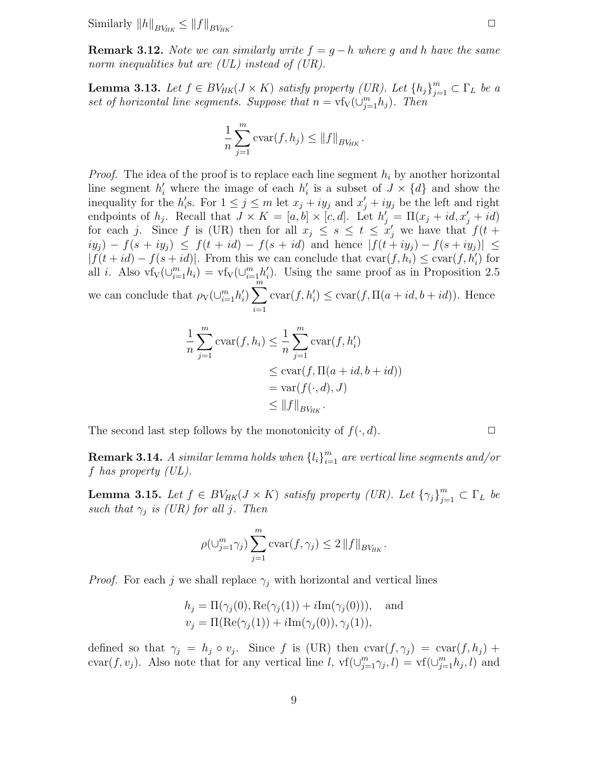Similarly $\|h\|_{BV_{HK}} \leq \|f\|_{BV_{HK}}$. ◻

**Remark 3.12.** *Note we can similarly write $f = g - h$ where $g$ and $h$ have the same norm inequalities but are (UL) instead of (UR).*

**Lemma 3.13.** *Let $f \in BV_{HK}(J \times K)$ satisfy property (UR). Let $\{h_j\}_{j=1}^m \subset \Gamma_L$ be a set of horizontal line segments. Suppose that $n = \mathrm{vf_V}(\cup_{j=1}^m h_j)$. Then*

$$\frac{1}{n}\sum_{j=1}^m \mathrm{cvar}(f, h_j) \leq \|f\|_{BV_{HK}}.$$

*Proof.* The idea of the proof is to replace each line segment $h_i$ by another horizontal line segment $h_i'$ where the image of each $h_i'$ is a subset of $J \times \{d\}$ and show the inequality for the $h_i'$s. For $1 \leq j \leq m$ let $x_j + iy_j$ and $x_j' + iy_j$ be the left and right endpoints of $h_j$. Recall that $J \times K = [a, b] \times [c, d]$. Let $h_j' = \Pi(x_j + id, x_j' + id)$ for each $j$. Since $f$ is (UR) then for all $x_j \leq s \leq t \leq x_j'$ we have that $f(t + iy_j) - f(s + iy_j) \leq f(t + id) - f(s + id)$ and hence $|f(t + iy_j) - f(s + iy_j)| \leq |f(t + id) - f(s + id)|$. From this we can conclude that $\mathrm{cvar}(f, h_i) \leq \mathrm{cvar}(f, h_i')$ for all $i$. Also $\mathrm{vf_V}(\cup_{i=1}^m h_i) = \mathrm{vf_V}(\cup_{i=1}^m h_i')$. Using the same proof as in Proposition 2.5 we can conclude that $\rho_{\mathrm{V}}(\cup_{i=1}^m h_i') \sum_{i=1}^m \mathrm{cvar}(f, h_i') \leq \mathrm{cvar}(f, \Pi(a + id, b + id))$. Hence

$$\begin{aligned}
\frac{1}{n}\sum_{j=1}^m \mathrm{cvar}(f, h_i) &\leq \frac{1}{n}\sum_{j=1}^m \mathrm{cvar}(f, h_i') \\
&\leq \mathrm{cvar}(f, \Pi(a + id, b + id)) \\
&= \mathrm{var}(f(\cdot, d), J) \\
&\leq \|f\|_{BV_{HK}}.
\end{aligned}$$

The second last step follows by the monotonicity of $f(\cdot, d)$. ◻

**Remark 3.14.** *A similar lemma holds when $\{l_i\}_{i=1}^m$ are vertical line segments and/or $f$ has property (UL).*

**Lemma 3.15.** *Let $f \in BV_{HK}(J \times K)$ satisfy property (UR). Let $\{\gamma_j\}_{j=1}^m \subset \Gamma_L$ be such that $\gamma_j$ is (UR) for all $j$. Then*

$$\rho(\cup_{j=1}^m \gamma_j) \sum_{j=1}^m \mathrm{cvar}(f, \gamma_j) \leq 2\|f\|_{BV_{HK}}.$$

*Proof.* For each $j$ we shall replace $\gamma_j$ with horizontal and vertical lines

$$h_j = \Pi(\gamma_j(0), \mathrm{Re}(\gamma_j(1)) + i\mathrm{Im}(\gamma_j(0))), \quad \text{and}$$
$$v_j = \Pi(\mathrm{Re}(\gamma_j(1)) + i\mathrm{Im}(\gamma_j(0)), \gamma_j(1)),$$

defined so that $\gamma_j = h_j \circ v_j$. Since $f$ is (UR) then $\mathrm{cvar}(f, \gamma_j) = \mathrm{cvar}(f, h_j) + \mathrm{cvar}(f, v_j)$. Also note that for any vertical line $l$, $\mathrm{vf}(\cup_{j=1}^m \gamma_j, l) = \mathrm{vf}(\cup_{j=1}^m h_j, l)$ and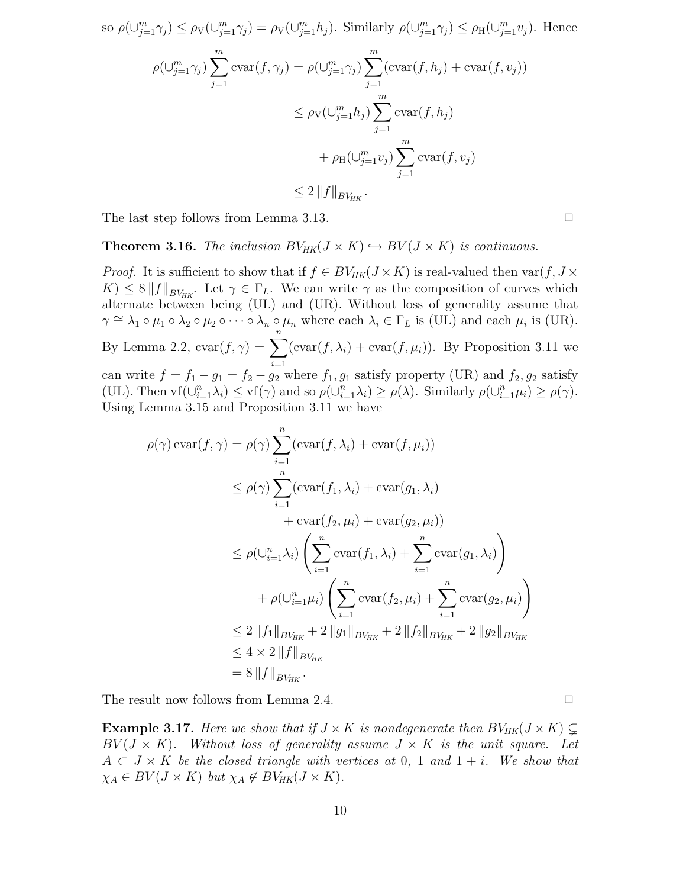so $\rho(\cup_{j=1}^m \gamma_j) \leq \rho_{\mathrm{V}}(\cup_{j=1}^m \gamma_j) = \rho_{\mathrm{V}}(\cup_{j=1}^m h_j)$. Similarly $\rho(\cup_{j=1}^m \gamma_j) \leq \rho_{\mathrm{H}}(\cup_{j=1}^m v_j)$. Hence

$$
\begin{aligned}
\rho(\cup_{j=1}^m \gamma_j) \sum_{j=1}^m \mathrm{cvar}(f, \gamma_j) &= \rho(\cup_{j=1}^m \gamma_j) \sum_{j=1}^m (\mathrm{cvar}(f, h_j) + \mathrm{cvar}(f, v_j)) \\
&\leq \rho_{\mathrm{V}}(\cup_{j=1}^m h_j) \sum_{j=1}^m \mathrm{cvar}(f, h_j) \\
&\quad + \rho_{\mathrm{H}}(\cup_{j=1}^m v_j) \sum_{j=1}^m \mathrm{cvar}(f, v_j) \\
&\leq 2 \|f\|_{BV_{HK}}.
\end{aligned}
$$

The last step follows from Lemma 3.13. $\square$

**Theorem 3.16.** *The inclusion $BV_{HK}(J \times K) \hookrightarrow BV(J \times K)$ is continuous.*

*Proof.* It is sufficient to show that if $f \in BV_{HK}(J \times K)$ is real-valued then $\mathrm{var}(f, J \times K) \leq 8 \|f\|_{BV_{HK}}$. Let $\gamma \in \Gamma_L$. We can write $\gamma$ as the composition of curves which alternate between being (UL) and (UR). Without loss of generality assume that $\gamma \cong \lambda_1 \circ \mu_1 \circ \lambda_2 \circ \mu_2 \circ \cdots \circ \lambda_n \circ \mu_n$ where each $\lambda_i \in \Gamma_L$ is (UL) and each $\mu_i$ is (UR). By Lemma 2.2, $\mathrm{cvar}(f, \gamma) = \sum_{i=1}^n (\mathrm{cvar}(f, \lambda_i) + \mathrm{cvar}(f, \mu_i))$. By Proposition 3.11 we can write $f = f_1 - g_1 = f_2 - g_2$ where $f_1, g_1$ satisfy property (UR) and $f_2, g_2$ satisfy (UL). Then $\mathrm{vf}(\cup_{i=1}^n \lambda_i) \leq \mathrm{vf}(\gamma)$ and so $\rho(\cup_{i=1}^n \lambda_i) \geq \rho(\lambda)$. Similarly $\rho(\cup_{i=1}^n \mu_i) \geq \rho(\gamma)$. Using Lemma 3.15 and Proposition 3.11 we have

$$
\begin{aligned}
\rho(\gamma)\, \mathrm{cvar}(f, \gamma) &= \rho(\gamma) \sum_{i=1}^n (\mathrm{cvar}(f, \lambda_i) + \mathrm{cvar}(f, \mu_i)) \\
&\leq \rho(\gamma) \sum_{i=1}^n (\mathrm{cvar}(f_1, \lambda_i) + \mathrm{cvar}(g_1, \lambda_i) \\
&\qquad + \mathrm{cvar}(f_2, \mu_i) + \mathrm{cvar}(g_2, \mu_i)) \\
&\leq \rho(\cup_{i=1}^n \lambda_i) \left( \sum_{i=1}^n \mathrm{cvar}(f_1, \lambda_i) + \sum_{i=1}^n \mathrm{cvar}(g_1, \lambda_i) \right) \\
&\quad + \rho(\cup_{i=1}^n \mu_i) \left( \sum_{i=1}^n \mathrm{cvar}(f_2, \mu_i) + \sum_{i=1}^n \mathrm{cvar}(g_2, \mu_i) \right) \\
&\leq 2 \|f_1\|_{BV_{HK}} + 2 \|g_1\|_{BV_{HK}} + 2 \|f_2\|_{BV_{HK}} + 2 \|g_2\|_{BV_{HK}} \\
&\leq 4 \times 2 \|f\|_{BV_{HK}} \\
&= 8 \|f\|_{BV_{HK}}.
\end{aligned}
$$

The result now follows from Lemma 2.4. $\square$

**Example 3.17.** *Here we show that if $J \times K$ is nondegenerate then $BV_{HK}(J \times K) \subsetneq BV(J \times K)$. Without loss of generality assume $J \times K$ is the unit square. Let $A \subset J \times K$ be the closed triangle with vertices at $0$, $1$ and $1 + i$. We show that $\chi_A \in BV(J \times K)$ but $\chi_A \notin BV_{HK}(J \times K)$.*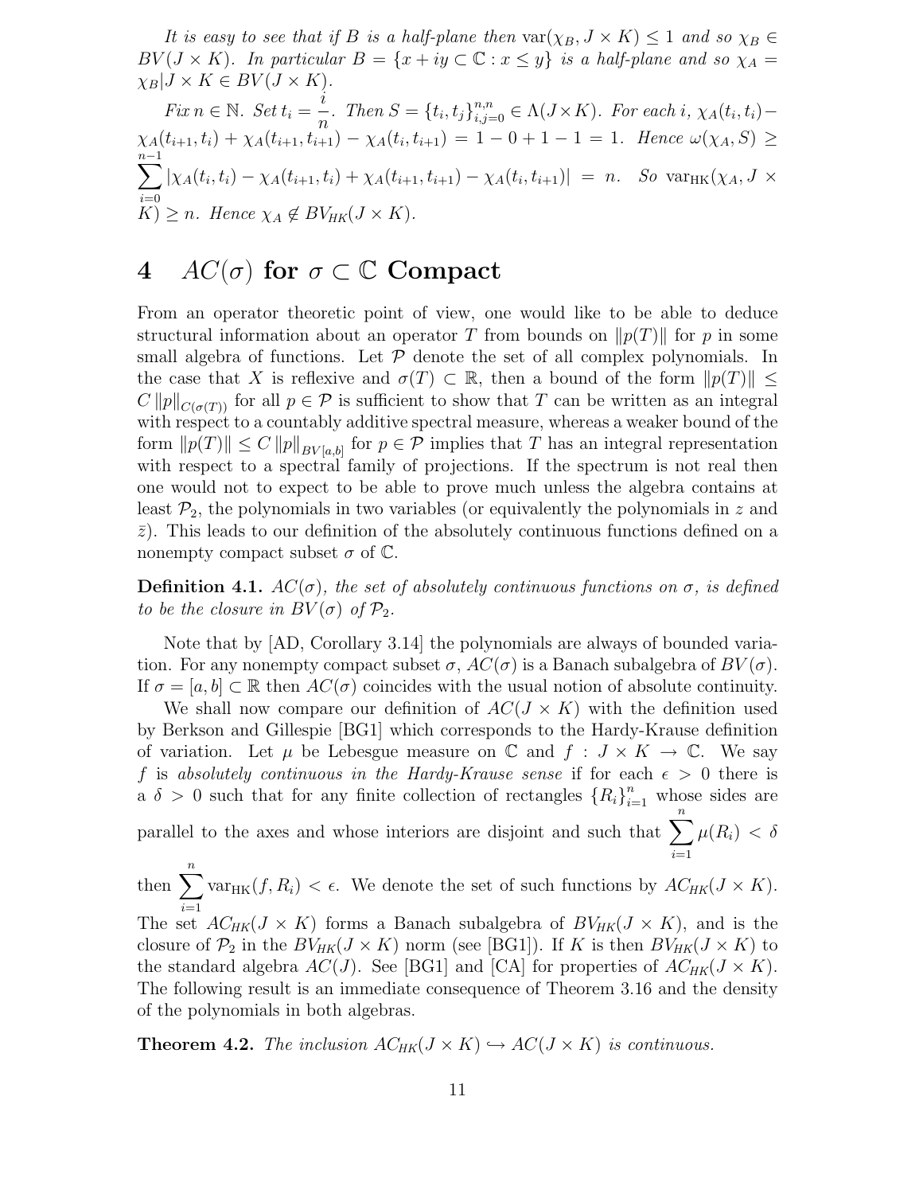*It is easy to see that if $B$ is a half-plane then $\operatorname{var}(\chi_B, J \times K) \leq 1$ and so $\chi_B \in BV(J \times K)$. In particular $B = \{x + iy \subset \mathbb{C} : x \leq y\}$ is a half-plane and so $\chi_A = \chi_B | J \times K \in BV(J \times K)$.*

*Fix $n \in \mathbb{N}$. Set $t_i = \dfrac{i}{n}$. Then $S = \{t_i, t_j\}_{i,j=0}^{n,n} \in \Lambda(J \times K)$. For each $i$, $\chi_A(t_i, t_i) - \chi_A(t_{i+1}, t_i) + \chi_A(t_{i+1}, t_{i+1}) - \chi_A(t_i, t_{i+1}) = 1 - 0 + 1 - 1 = 1$. Hence $\omega(\chi_A, S) \geq \sum_{i=0}^{n-1} |\chi_A(t_i, t_i) - \chi_A(t_{i+1}, t_i) + \chi_A(t_{i+1}, t_{i+1}) - \chi_A(t_i, t_{i+1})| = n$. So $\operatorname{var}_{\mathrm{HK}}(\chi_A, J \times K) \geq n$. Hence $\chi_A \notin BV_{HK}(J \times K)$.*

# 4 $AC(\sigma)$ for $\sigma \subset \mathbb{C}$ Compact

From an operator theoretic point of view, one would like to be able to deduce structural information about an operator $T$ from bounds on $\|p(T)\|$ for $p$ in some small algebra of functions. Let $\mathcal{P}$ denote the set of all complex polynomials. In the case that $X$ is reflexive and $\sigma(T) \subset \mathbb{R}$, then a bound of the form $\|p(T)\| \leq C \|p\|_{C(\sigma(T))}$ for all $p \in \mathcal{P}$ is sufficient to show that $T$ can be written as an integral with respect to a countably additive spectral measure, whereas a weaker bound of the form $\|p(T)\| \leq C \|p\|_{BV[a,b]}$ for $p \in \mathcal{P}$ implies that $T$ has an integral representation with respect to a spectral family of projections. If the spectrum is not real then one would not to expect to be able to prove much unless the algebra contains at least $\mathcal{P}_2$, the polynomials in two variables (or equivalently the polynomials in $z$ and $\bar{z}$). This leads to our definition of the absolutely continuous functions defined on a nonempty compact subset $\sigma$ of $\mathbb{C}$.

**Definition 4.1.** *$AC(\sigma)$, the set of absolutely continuous functions on $\sigma$, is defined to be the closure in $BV(\sigma)$ of $\mathcal{P}_2$.*

Note that by [AD, Corollary 3.14] the polynomials are always of bounded variation. For any nonempty compact subset $\sigma$, $AC(\sigma)$ is a Banach subalgebra of $BV(\sigma)$. If $\sigma = [a, b] \subset \mathbb{R}$ then $AC(\sigma)$ coincides with the usual notion of absolute continuity.

We shall now compare our definition of $AC(J \times K)$ with the definition used by Berkson and Gillespie [BG1] which corresponds to the Hardy-Krause definition of variation. Let $\mu$ be Lebesgue measure on $\mathbb{C}$ and $f : J \times K \to \mathbb{C}$. We say $f$ is *absolutely continuous in the Hardy-Krause sense* if for each $\epsilon > 0$ there is a $\delta > 0$ such that for any finite collection of rectangles $\{R_i\}_{i=1}^n$ whose sides are parallel to the axes and whose interiors are disjoint and such that $\sum_{i=1}^n \mu(R_i) < \delta$ then $\sum_{i=1}^n \operatorname{var}_{\mathrm{HK}}(f, R_i) < \epsilon$. We denote the set of such functions by $AC_{HK}(J \times K)$. The set $AC_{HK}(J \times K)$ forms a Banach subalgebra of $BV_{HK}(J \times K)$, and is the closure of $\mathcal{P}_2$ in the $BV_{HK}(J \times K)$ norm (see [BG1]). If $K$ is then $BV_{HK}(J \times K)$ to the standard algebra $AC(J)$. See [BG1] and [CA] for properties of $AC_{HK}(J \times K)$. The following result is an immediate consequence of Theorem 3.16 and the density of the polynomials in both algebras.

**Theorem 4.2.** *The inclusion $AC_{HK}(J \times K) \hookrightarrow AC(J \times K)$ is continuous.*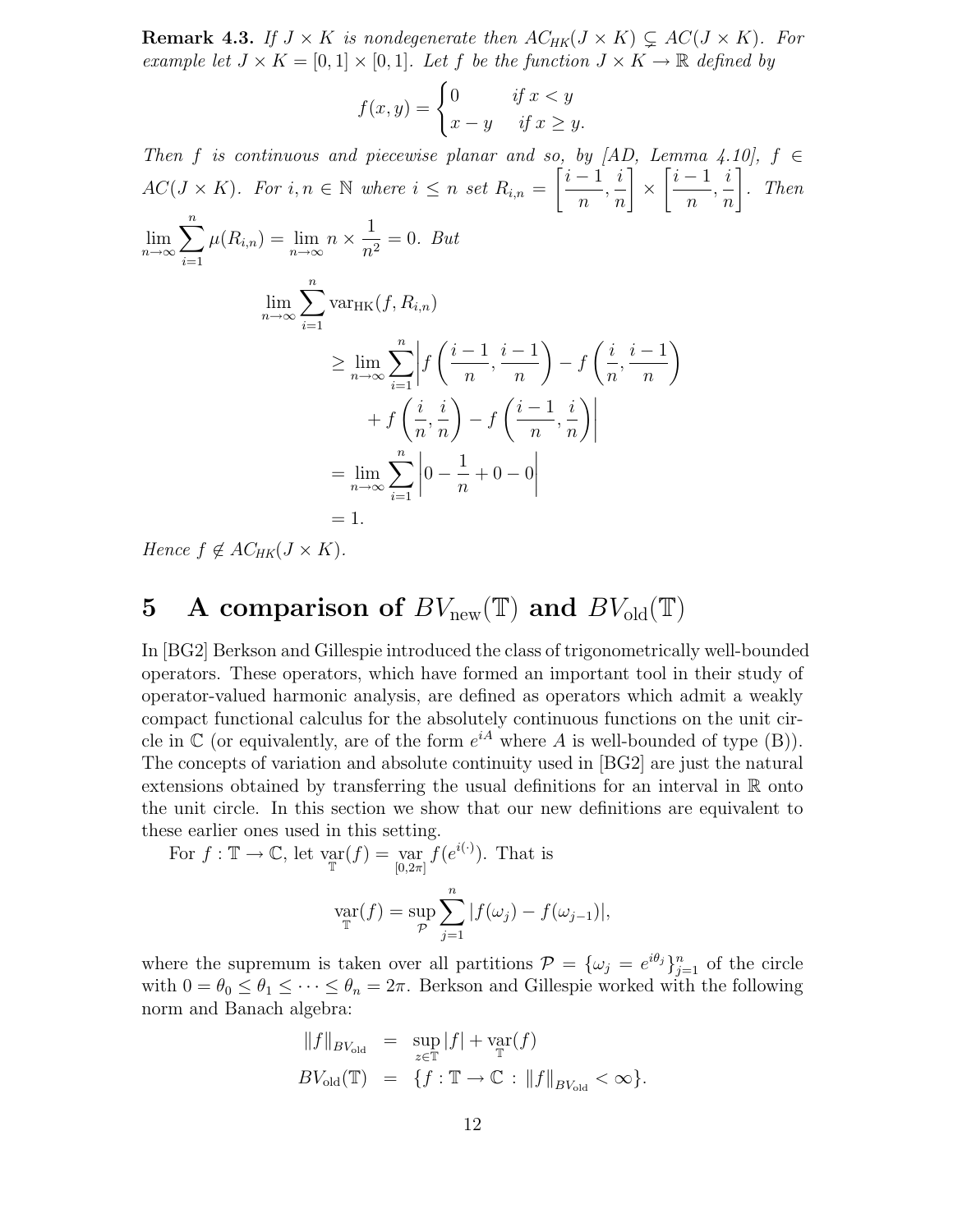**Remark 4.3.** *If $J \times K$ is nondegenerate then $AC_{HK}(J \times K) \subsetneq AC(J \times K)$. For example let $J \times K = [0,1] \times [0,1]$. Let $f$ be the function $J \times K \to \mathbb{R}$ defined by*

$$f(x,y) = \begin{cases} 0 & \text{if } x < y \\ x - y & \text{if } x \geq y. \end{cases}$$

*Then $f$ is continuous and piecewise planar and so, by [AD, Lemma 4.10], $f \in AC(J \times K)$. For $i, n \in \mathbb{N}$ where $i \leq n$ set $R_{i,n} = \left[\frac{i-1}{n}, \frac{i}{n}\right] \times \left[\frac{i-1}{n}, \frac{i}{n}\right]$. Then $\lim_{n\to\infty} \sum_{i=1}^{n} \mu(R_{i,n}) = \lim_{n\to\infty} n \times \frac{1}{n^2} = 0$. But*

$$\begin{aligned}
\lim_{n\to\infty} \sum_{i=1}^{n} &\operatorname{var}_{\mathrm{HK}}(f, R_{i,n}) \\
&\geq \lim_{n\to\infty} \sum_{i=1}^{n} \left| f\left(\frac{i-1}{n}, \frac{i-1}{n}\right) - f\left(\frac{i}{n}, \frac{i-1}{n}\right) \right. \\
&\qquad \left. + f\left(\frac{i}{n}, \frac{i}{n}\right) - f\left(\frac{i-1}{n}, \frac{i}{n}\right) \right| \\
&= \lim_{n\to\infty} \sum_{i=1}^{n} \left| 0 - \frac{1}{n} + 0 - 0 \right| \\
&= 1.
\end{aligned}$$

*Hence $f \notin AC_{HK}(J \times K)$.*

# 5 A comparison of $BV_{\mathrm{new}}(\mathbb{T})$ and $BV_{\mathrm{old}}(\mathbb{T})$

In [BG2] Berkson and Gillespie introduced the class of trigonometrically well-bounded operators. These operators, which have formed an important tool in their study of operator-valued harmonic analysis, are defined as operators which admit a weakly compact functional calculus for the absolutely continuous functions on the unit circle in $\mathbb{C}$ (or equivalently, are of the form $e^{iA}$ where $A$ is well-bounded of type (B)). The concepts of variation and absolute continuity used in [BG2] are just the natural extensions obtained by transferring the usual definitions for an interval in $\mathbb{R}$ onto the unit circle. In this section we show that our new definitions are equivalent to these earlier ones used in this setting.

For $f : \mathbb{T} \to \mathbb{C}$, let $\operatorname*{var}_{\mathbb{T}}(f) = \operatorname*{var}_{[0,2\pi]} f(e^{i(\cdot)})$. That is

$$\operatorname*{var}_{\mathbb{T}}(f) = \sup_{\mathcal{P}} \sum_{j=1}^{n} |f(\omega_j) - f(\omega_{j-1})|,$$

where the supremum is taken over all partitions $\mathcal{P} = \{\omega_j = e^{i\theta_j}\}_{j=1}^{n}$ of the circle with $0 = \theta_0 \leq \theta_1 \leq \cdots \leq \theta_n = 2\pi$. Berkson and Gillespie worked with the following norm and Banach algebra:

$$\begin{aligned}
\|f\|_{BV_{\mathrm{old}}} &= \sup_{z\in\mathbb{T}} |f| + \operatorname*{var}_{\mathbb{T}}(f) \\
BV_{\mathrm{old}}(\mathbb{T}) &= \{f : \mathbb{T} \to \mathbb{C} : \|f\|_{BV_{\mathrm{old}}} < \infty\}.
\end{aligned}$$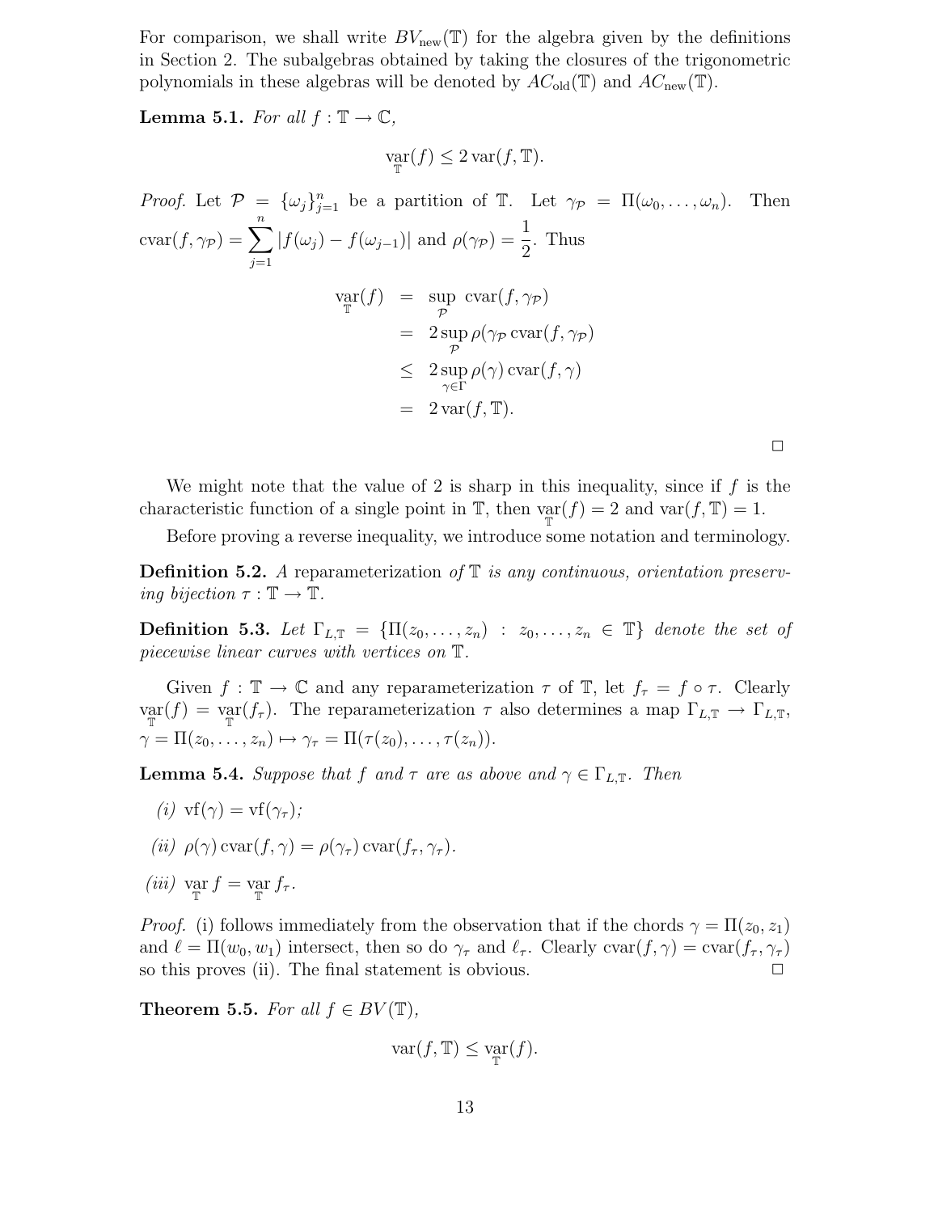For comparison, we shall write $BV_{\rm new}(\mathbb{T})$ for the algebra given by the definitions in Section 2. The subalgebras obtained by taking the closures of the trigonometric polynomials in these algebras will be denoted by $AC_{\rm old}(\mathbb{T})$ and $AC_{\rm new}(\mathbb{T})$.

**Lemma 5.1.** *For all $f : \mathbb{T} \to \mathbb{C}$,*

$$\operatorname*{var}_{\mathbb{T}}(f) \le 2 \operatorname{var}(f, \mathbb{T}).$$

*Proof.* Let $\mathcal{P} = \{\omega_j\}_{j=1}^n$ be a partition of $\mathbb{T}$. Let $\gamma_{\mathcal{P}} = \Pi(\omega_0, \dots, \omega_n)$. Then $\operatorname{cvar}(f, \gamma_{\mathcal{P}}) = \sum_{j=1}^n |f(\omega_j) - f(\omega_{j-1})|$ and $\rho(\gamma_{\mathcal{P}}) = \dfrac{1}{2}$. Thus

$$\begin{aligned}
\operatorname*{var}_{\mathbb{T}}(f) &= \sup_{\mathcal{P}} \operatorname{cvar}(f, \gamma_{\mathcal{P}}) \\
&= 2 \sup_{\mathcal{P}} \rho(\gamma_{\mathcal{P}} \operatorname{cvar}(f, \gamma_{\mathcal{P}}) \\
&\le 2 \sup_{\gamma \in \Gamma} \rho(\gamma) \operatorname{cvar}(f, \gamma) \\
&= 2 \operatorname{var}(f, \mathbb{T}).
\end{aligned}$$

□

We might note that the value of 2 is sharp in this inequality, since if $f$ is the characteristic function of a single point in $\mathbb{T}$, then $\operatorname*{var}_{\mathbb{T}}(f) = 2$ and $\operatorname{var}(f, \mathbb{T}) = 1$.

Before proving a reverse inequality, we introduce some notation and terminology.

**Definition 5.2.** *A* reparameterization *of $\mathbb{T}$ is any continuous, orientation preserving bijection $\tau : \mathbb{T} \to \mathbb{T}$.*

**Definition 5.3.** *Let $\Gamma_{L,\mathbb{T}} = \{\Pi(z_0, \dots, z_n) \;:\; z_0, \dots, z_n \in \mathbb{T}\}$ denote the set of piecewise linear curves with vertices on $\mathbb{T}$.*

Given $f : \mathbb{T} \to \mathbb{C}$ and any reparameterization $\tau$ of $\mathbb{T}$, let $f_\tau = f \circ \tau$. Clearly $\operatorname*{var}_{\mathbb{T}}(f) = \operatorname*{var}_{\mathbb{T}}(f_\tau)$. The reparameterization $\tau$ also determines a map $\Gamma_{L,\mathbb{T}} \to \Gamma_{L,\mathbb{T}}$, $\gamma = \Pi(z_0, \dots, z_n) \mapsto \gamma_\tau = \Pi(\tau(z_0), \dots, \tau(z_n))$.

**Lemma 5.4.** *Suppose that $f$ and $\tau$ are as above and $\gamma \in \Gamma_{L,\mathbb{T}}$. Then*

*(i)* $\operatorname{vf}(\gamma) = \operatorname{vf}(\gamma_\tau)$;

*(ii)* $\rho(\gamma) \operatorname{cvar}(f, \gamma) = \rho(\gamma_\tau) \operatorname{cvar}(f_\tau, \gamma_\tau)$.

*(iii)* $\operatorname*{var}_{\mathbb{T}} f = \operatorname*{var}_{\mathbb{T}} f_\tau$.

*Proof.* (i) follows immediately from the observation that if the chords $\gamma = \Pi(z_0, z_1)$ and $\ell = \Pi(w_0, w_1)$ intersect, then so do $\gamma_\tau$ and $\ell_\tau$. Clearly $\operatorname{cvar}(f, \gamma) = \operatorname{cvar}(f_\tau, \gamma_\tau)$ so this proves (ii). The final statement is obvious. □

**Theorem 5.5.** *For all $f \in BV(\mathbb{T})$,*

$$\operatorname{var}(f, \mathbb{T}) \le \operatorname*{var}_{\mathbb{T}}(f).$$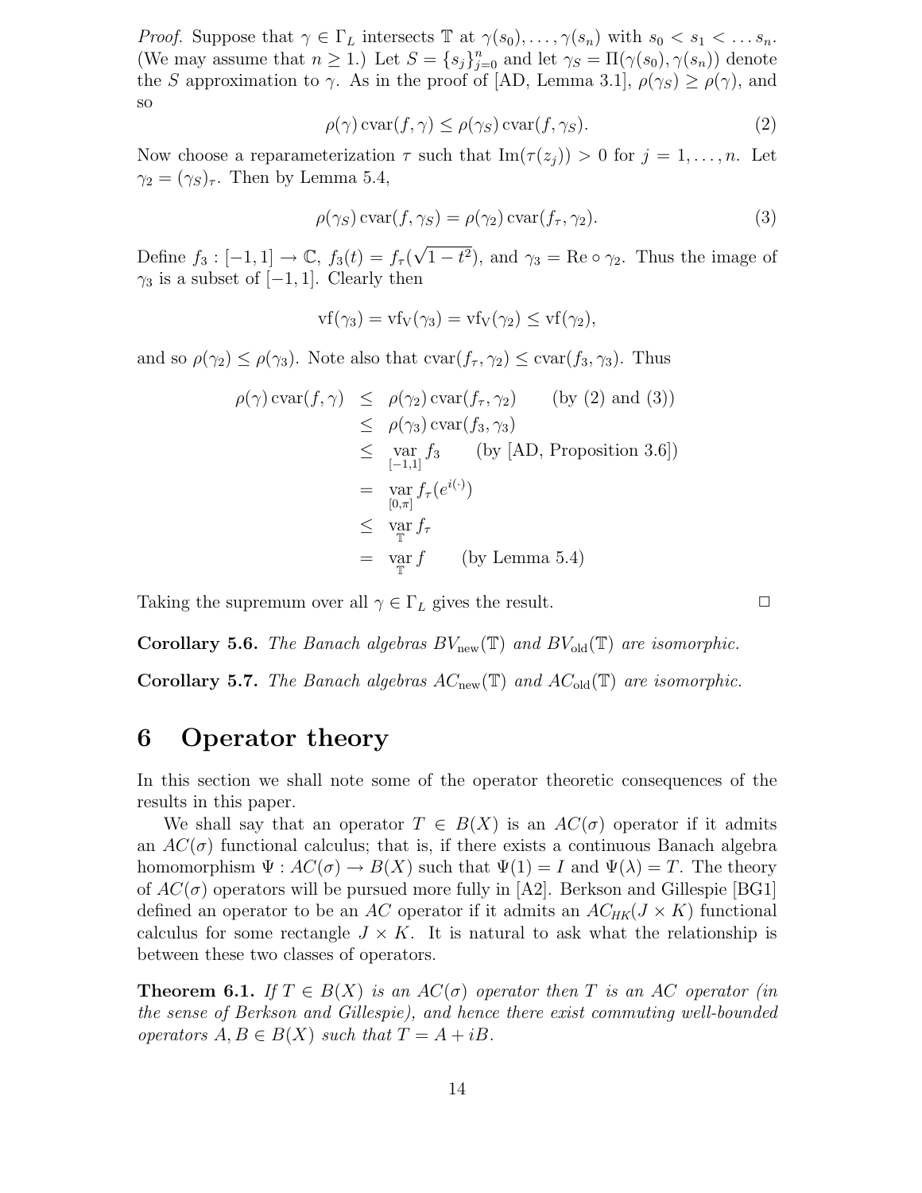*Proof.* Suppose that $\gamma \in \Gamma_L$ intersects $\mathbb{T}$ at $\gamma(s_0), \dots, \gamma(s_n)$ with $s_0 < s_1 < \dots s_n$. (We may assume that $n \geq 1$.) Let $S = \{s_j\}_{j=0}^n$ and let $\gamma_S = \Pi(\gamma(s_0), \gamma(s_n))$ denote the $S$ approximation to $\gamma$. As in the proof of [AD, Lemma 3.1], $\rho(\gamma_S) \geq \rho(\gamma)$, and so

$$\rho(\gamma)\,\mathrm{cvar}(f,\gamma) \leq \rho(\gamma_S)\,\mathrm{cvar}(f,\gamma_S). \tag{2}$$

Now choose a reparameterization $\tau$ such that $\mathrm{Im}(\tau(z_j)) > 0$ for $j = 1, \dots, n$. Let $\gamma_2 = (\gamma_S)_\tau$. Then by Lemma 5.4,

$$\rho(\gamma_S)\,\mathrm{cvar}(f,\gamma_S) = \rho(\gamma_2)\,\mathrm{cvar}(f_\tau,\gamma_2). \tag{3}$$

Define $f_3 : [-1,1] \to \mathbb{C}$, $f_3(t) = f_\tau(\sqrt{1-t^2})$, and $\gamma_3 = \mathrm{Re} \circ \gamma_2$. Thus the image of $\gamma_3$ is a subset of $[-1,1]$. Clearly then

$$\mathrm{vf}(\gamma_3) = \mathrm{vf}_{\mathrm{V}}(\gamma_3) = \mathrm{vf}_{\mathrm{V}}(\gamma_2) \leq \mathrm{vf}(\gamma_2),$$

and so $\rho(\gamma_2) \leq \rho(\gamma_3)$. Note also that $\mathrm{cvar}(f_\tau,\gamma_2) \leq \mathrm{cvar}(f_3,\gamma_3)$. Thus

$$\begin{aligned}
\rho(\gamma)\,\mathrm{cvar}(f,\gamma) &\leq \rho(\gamma_2)\,\mathrm{cvar}(f_\tau,\gamma_2) \qquad \text{(by (2) and (3))}\\
&\leq \rho(\gamma_3)\,\mathrm{cvar}(f_3,\gamma_3)\\
&\leq \operatorname*{var}_{[-1,1]} f_3 \qquad \text{(by [AD, Proposition 3.6])}\\
&= \operatorname*{var}_{[0,\pi]} f_\tau(e^{i(\cdot)})\\
&\leq \operatorname*{var}_{\mathbb{T}} f_\tau\\
&= \operatorname*{var}_{\mathbb{T}} f \qquad \text{(by Lemma 5.4)}
\end{aligned}$$

Taking the supremum over all $\gamma \in \Gamma_L$ gives the result. $\square$

**Corollary 5.6.** *The Banach algebras $BV_{\mathrm{new}}(\mathbb{T})$ and $BV_{\mathrm{old}}(\mathbb{T})$ are isomorphic.*

**Corollary 5.7.** *The Banach algebras $AC_{\mathrm{new}}(\mathbb{T})$ and $AC_{\mathrm{old}}(\mathbb{T})$ are isomorphic.*

# 6 Operator theory

In this section we shall note some of the operator theoretic consequences of the results in this paper.

We shall say that an operator $T \in B(X)$ is an $AC(\sigma)$ operator if it admits an $AC(\sigma)$ functional calculus; that is, if there exists a continuous Banach algebra homomorphism $\Psi : AC(\sigma) \to B(X)$ such that $\Psi(1) = I$ and $\Psi(\lambda) = T$. The theory of $AC(\sigma)$ operators will be pursued more fully in [A2]. Berkson and Gillespie [BG1] defined an operator to be an $AC$ operator if it admits an $AC_{HK}(J \times K)$ functional calculus for some rectangle $J \times K$. It is natural to ask what the relationship is between these two classes of operators.

**Theorem 6.1.** *If $T \in B(X)$ is an $AC(\sigma)$ operator then $T$ is an $AC$ operator (in the sense of Berkson and Gillespie), and hence there exist commuting well-bounded operators $A, B \in B(X)$ such that $T = A + iB$.*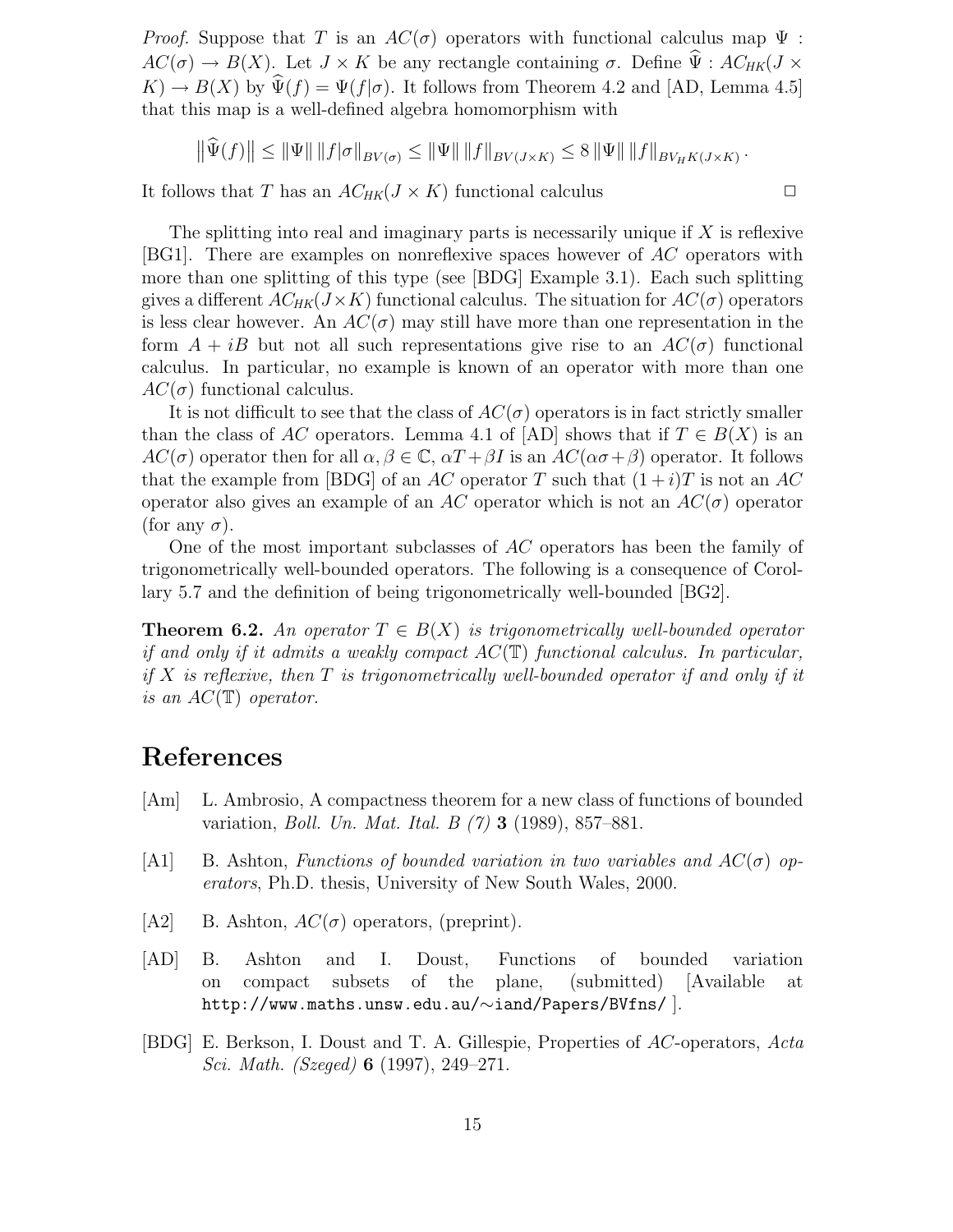*Proof.* Suppose that $T$ is an $AC(\sigma)$ operators with functional calculus map $\Psi : AC(\sigma) \to B(X)$. Let $J \times K$ be any rectangle containing $\sigma$. Define $\widehat{\Psi} : AC_{HK}(J \times K) \to B(X)$ by $\widehat{\Psi}(f) = \Psi(f|\sigma)$. It follows from Theorem 4.2 and [AD, Lemma 4.5] that this map is a well-defined algebra homomorphism with

$$\left\|\widehat{\Psi}(f)\right\| \leq \|\Psi\| \, \|f|\sigma\|_{BV(\sigma)} \leq \|\Psi\| \, \|f\|_{BV(J\times K)} \leq 8 \, \|\Psi\| \, \|f\|_{BV_H K(J\times K)} .$$

It follows that $T$ has an $AC_{HK}(J \times K)$ functional calculus □

The splitting into real and imaginary parts is necessarily unique if $X$ is reflexive [BG1]. There are examples on nonreflexive spaces however of $AC$ operators with more than one splitting of this type (see [BDG] Example 3.1). Each such splitting gives a different $AC_{HK}(J\times K)$ functional calculus. The situation for $AC(\sigma)$ operators is less clear however. An $AC(\sigma)$ may still have more than one representation in the form $A + iB$ but not all such representations give rise to an $AC(\sigma)$ functional calculus. In particular, no example is known of an operator with more than one $AC(\sigma)$ functional calculus.

It is not difficult to see that the class of $AC(\sigma)$ operators is in fact strictly smaller than the class of $AC$ operators. Lemma 4.1 of [AD] shows that if $T \in B(X)$ is an $AC(\sigma)$ operator then for all $\alpha, \beta \in \mathbb{C}$, $\alpha T + \beta I$ is an $AC(\alpha\sigma + \beta)$ operator. It follows that the example from [BDG] of an $AC$ operator $T$ such that $(1 + i)T$ is not an $AC$ operator also gives an example of an $AC$ operator which is not an $AC(\sigma)$ operator (for any $\sigma$).

One of the most important subclasses of $AC$ operators has been the family of trigonometrically well-bounded operators. The following is a consequence of Corollary 5.7 and the definition of being trigonometrically well-bounded [BG2].

**Theorem 6.2.** *An operator $T \in B(X)$ is trigonometrically well-bounded operator if and only if it admits a weakly compact $AC(\mathbb{T})$ functional calculus. In particular, if $X$ is reflexive, then $T$ is trigonometrically well-bounded operator if and only if it is an $AC(\mathbb{T})$ operator.*

# References

[Am] L. Ambrosio, A compactness theorem for a new class of functions of bounded variation, *Boll. Un. Mat. Ital. B (7)* **3** (1989), 857–881.

[A1] B. Ashton, *Functions of bounded variation in two variables and $AC(\sigma)$ operators*, Ph.D. thesis, University of New South Wales, 2000.

[A2] B. Ashton, $AC(\sigma)$ operators, (preprint).

[AD] B. Ashton and I. Doust, Functions of bounded variation on compact subsets of the plane, (submitted) [Available at `http://www.maths.unsw.edu.au/∼iand/Papers/BVfns/` ].

[BDG] E. Berkson, I. Doust and T. A. Gillespie, Properties of $AC$-operators, *Acta Sci. Math. (Szeged)* **6** (1997), 249–271.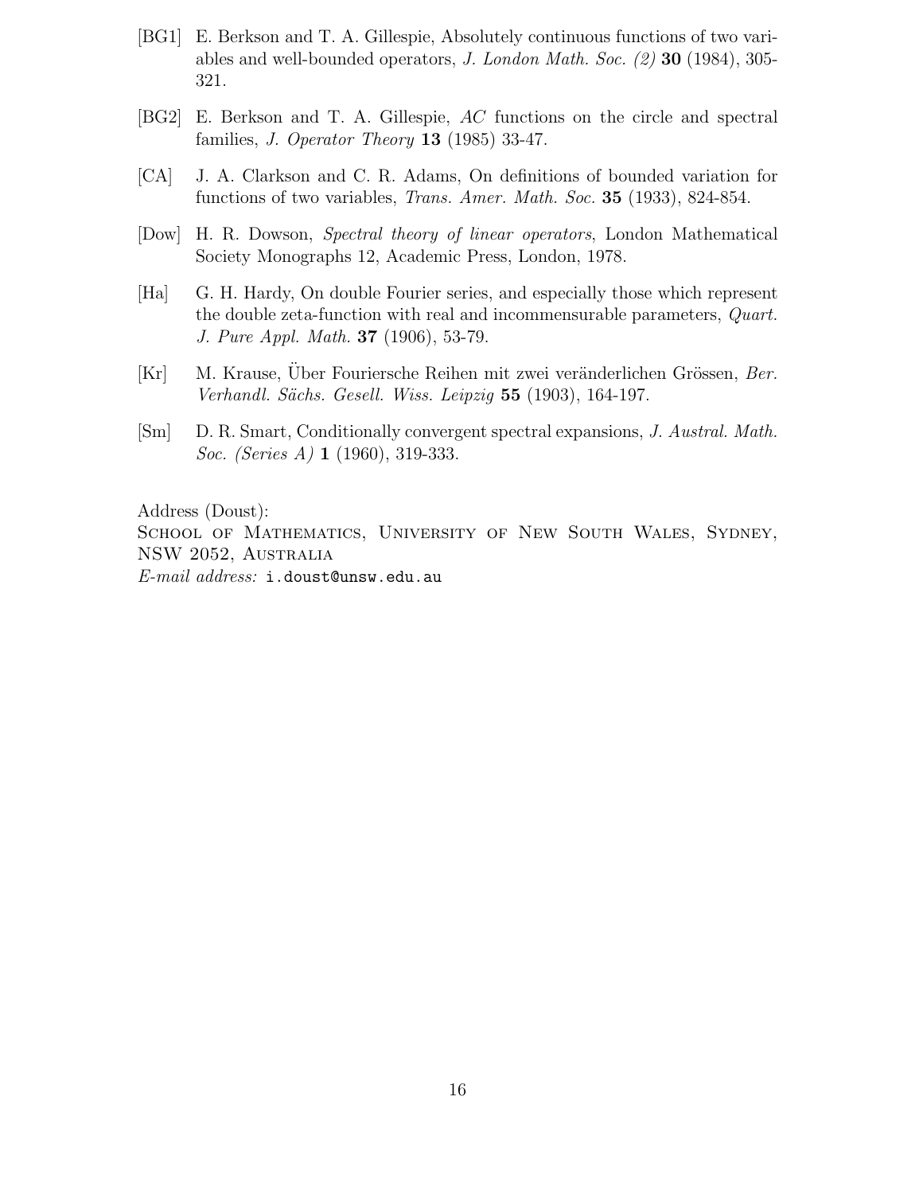[BG1] E. Berkson and T. A. Gillespie, Absolutely continuous functions of two variables and well-bounded operators, *J. London Math. Soc. (2)* **30** (1984), 305-321.

[BG2] E. Berkson and T. A. Gillespie, *AC* functions on the circle and spectral families, *J. Operator Theory* **13** (1985) 33-47.

[CA] J. A. Clarkson and C. R. Adams, On definitions of bounded variation for functions of two variables, *Trans. Amer. Math. Soc.* **35** (1933), 824-854.

[Dow] H. R. Dowson, *Spectral theory of linear operators*, London Mathematical Society Monographs 12, Academic Press, London, 1978.

[Ha] G. H. Hardy, On double Fourier series, and especially those which represent the double zeta-function with real and incommensurable parameters, *Quart. J. Pure Appl. Math.* **37** (1906), 53-79.

[Kr] M. Krause, Über Fouriersche Reihen mit zwei veränderlichen Grössen, *Ber. Verhandl. Sächs. Gesell. Wiss. Leipzig* **55** (1903), 164-197.

[Sm] D. R. Smart, Conditionally convergent spectral expansions, *J. Austral. Math. Soc. (Series A)* **1** (1960), 319-333.

Address (Doust):
School of Mathematics, University of New South Wales, Sydney, NSW 2052, Australia
*E-mail address:* i.doust@unsw.edu.au